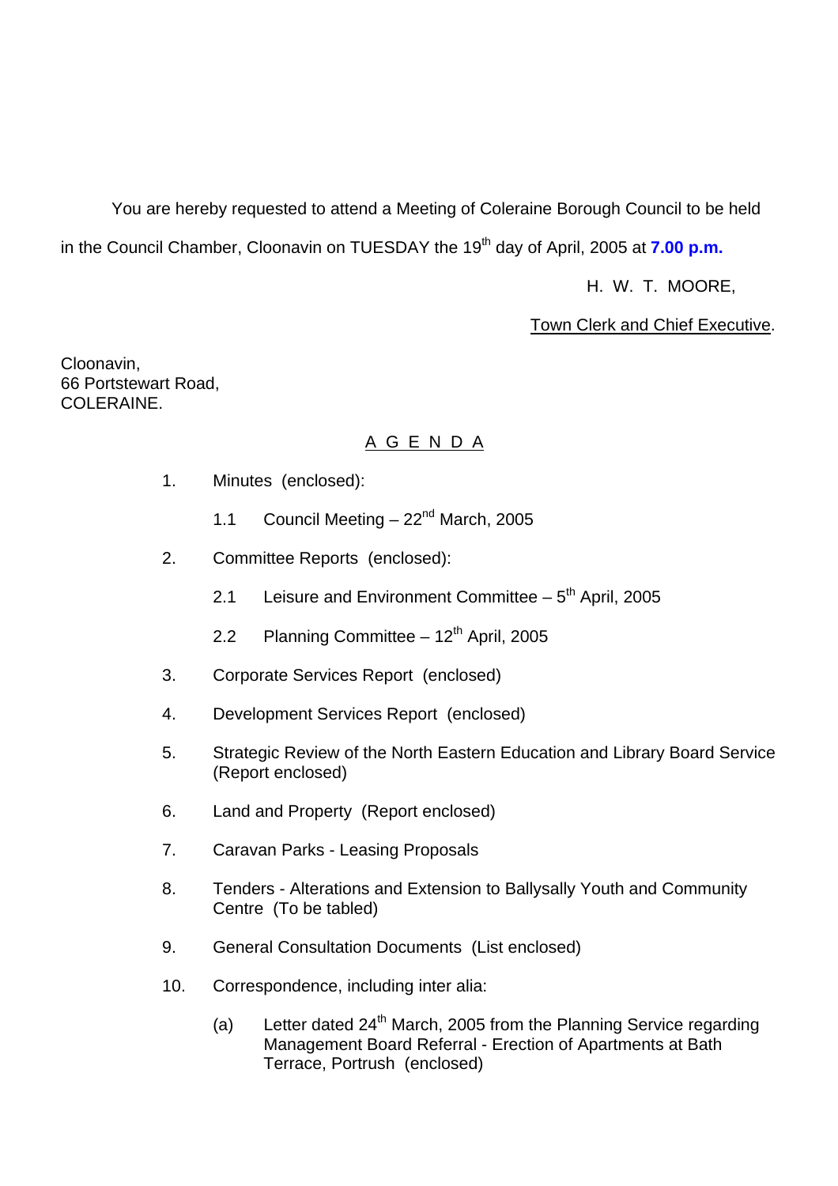You are hereby requested to attend a Meeting of Coleraine Borough Council to be held in the Council Chamber, Cloonavin on TUESDAY the 19th day of April, 2005 at **7.00 p.m.**

H. W. T. MOORE,

Town Clerk and Chief Executive.

Cloonavin,
66 Portstewart Road,
COLERAINE.

## A G E N D A

1. Minutes (enclosed):

   1.1 Council Meeting – 22nd March, 2005

2. Committee Reports (enclosed):

   2.1 Leisure and Environment Committee – 5th April, 2005

   2.2 Planning Committee – 12th April, 2005

3. Corporate Services Report (enclosed)

4. Development Services Report (enclosed)

5. Strategic Review of the North Eastern Education and Library Board Service (Report enclosed)

6. Land and Property (Report enclosed)

7. Caravan Parks - Leasing Proposals

8. Tenders - Alterations and Extension to Ballysally Youth and Community Centre (To be tabled)

9. General Consultation Documents (List enclosed)

10. Correspondence, including inter alia:

    (a) Letter dated 24th March, 2005 from the Planning Service regarding Management Board Referral - Erection of Apartments at Bath Terrace, Portrush (enclosed)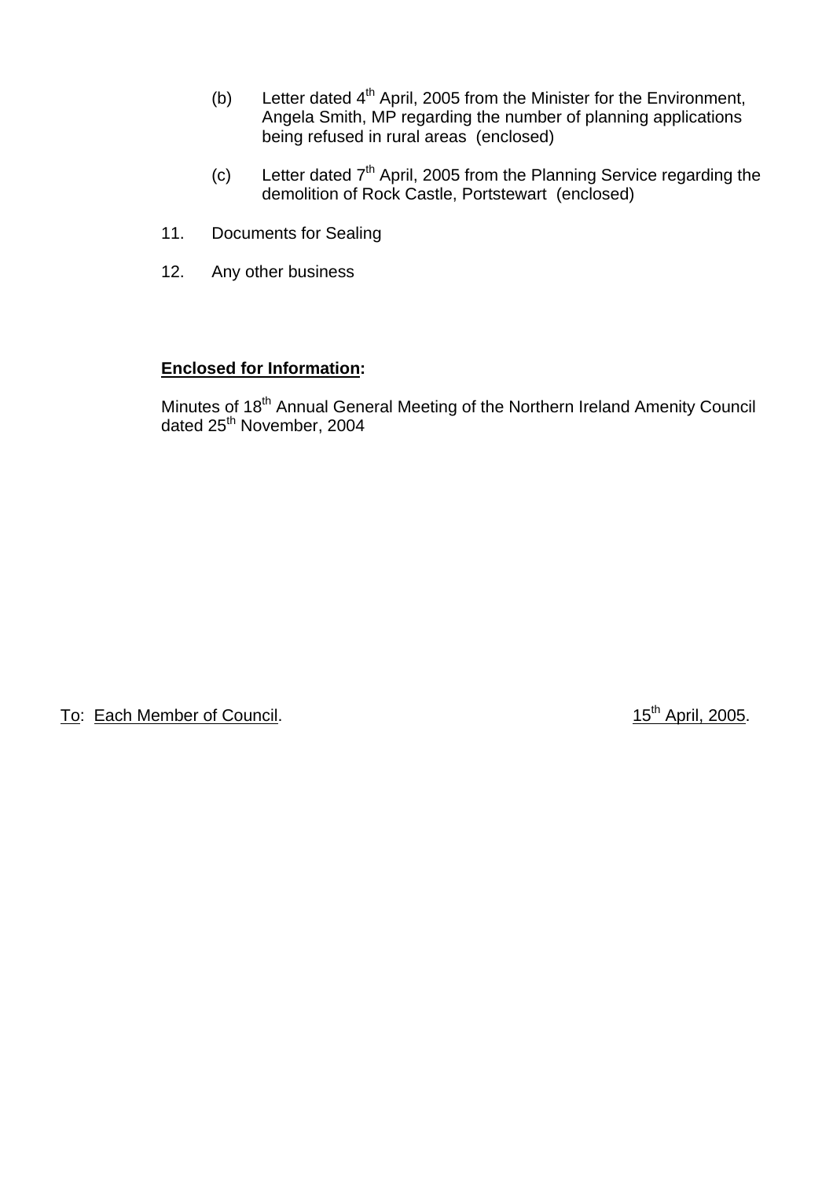(b) Letter dated 4th April, 2005 from the Minister for the Environment, Angela Smith, MP regarding the number of planning applications being refused in rural areas (enclosed)

(c) Letter dated 7th April, 2005 from the Planning Service regarding the demolition of Rock Castle, Portstewart (enclosed)

11. Documents for Sealing

12. Any other business

**Enclosed for Information:**

Minutes of 18th Annual General Meeting of the Northern Ireland Amenity Council dated 25th November, 2004

To: Each Member of Council. 15th April, 2005.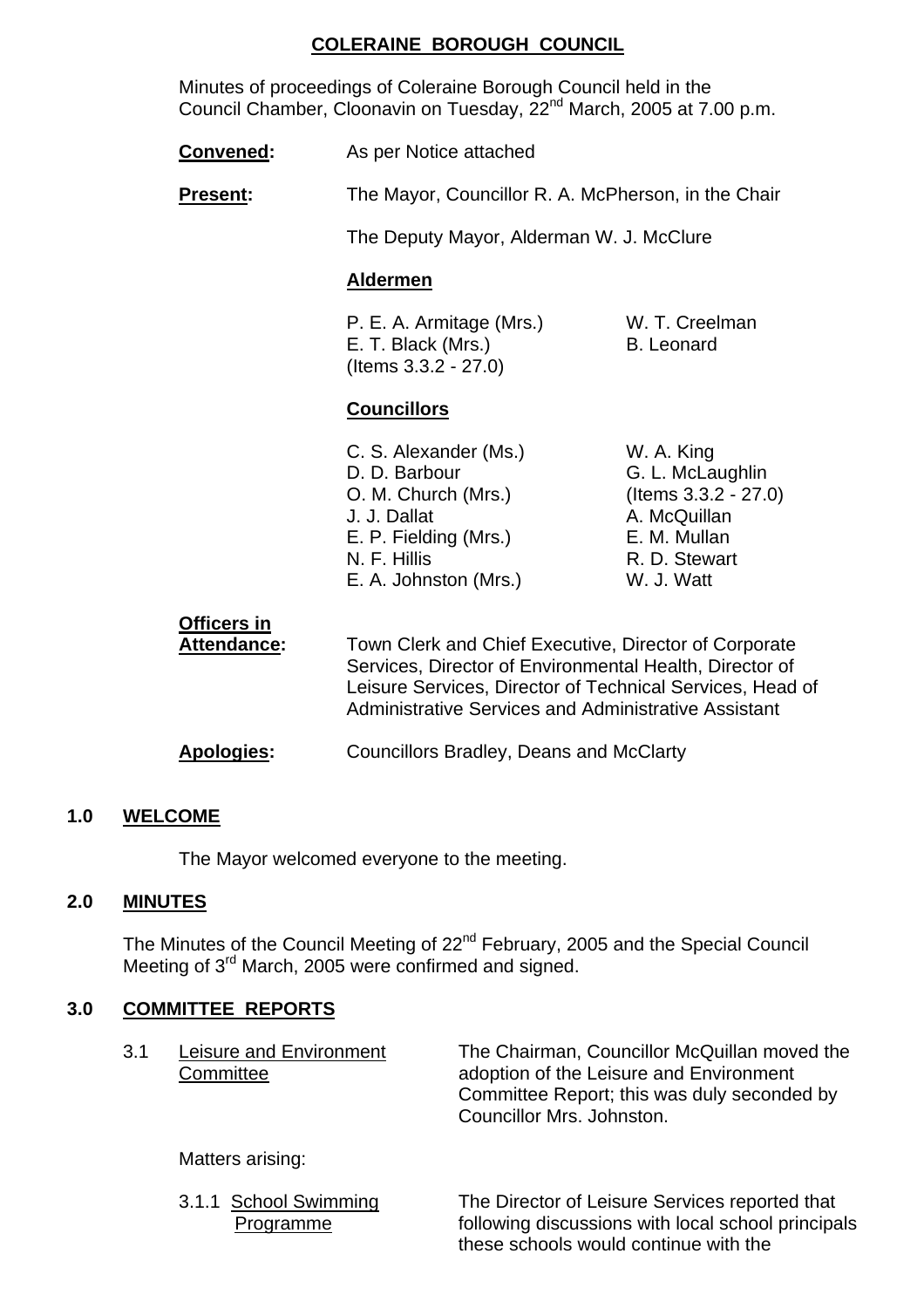## COLERAINE BOROUGH COUNCIL

Minutes of proceedings of Coleraine Borough Council held in the Council Chamber, Cloonavin on Tuesday, 22nd March, 2005 at 7.00 p.m.

**Convened:** As per Notice attached

**Present:** The Mayor, Councillor R. A. McPherson, in the Chair

The Deputy Mayor, Alderman W. J. McClure

**Aldermen**

| | |
|---|---|
| P. E. A. Armitage (Mrs.) | W. T. Creelman |
| E. T. Black (Mrs.) (Items 3.3.2 - 27.0) | B. Leonard |

**Councillors**

| | |
|---|---|
| C. S. Alexander (Ms.) | W. A. King |
| D. D. Barbour | G. L. McLaughlin (Items 3.3.2 - 27.0) |
| O. M. Church (Mrs.) | A. McQuillan |
| J. J. Dallat | E. M. Mullan |
| E. P. Fielding (Mrs.) | R. D. Stewart |
| N. F. Hillis | W. J. Watt |
| E. A. Johnston (Mrs.) | |

**Officers in Attendance:** Town Clerk and Chief Executive, Director of Corporate Services, Director of Environmental Health, Director of Leisure Services, Director of Technical Services, Head of Administrative Services and Administrative Assistant

**Apologies:** Councillors Bradley, Deans and McClarty

### 1.0 WELCOME

The Mayor welcomed everyone to the meeting.

### 2.0 MINUTES

The Minutes of the Council Meeting of 22nd February, 2005 and the Special Council Meeting of 3rd March, 2005 were confirmed and signed.

### 3.0 COMMITTEE REPORTS

3.1 Leisure and Environment Committee

The Chairman, Councillor McQuillan moved the adoption of the Leisure and Environment Committee Report; this was duly seconded by Councillor Mrs. Johnston.

Matters arising:

3.1.1 School Swimming Programme

The Director of Leisure Services reported that following discussions with local school principals these schools would continue with the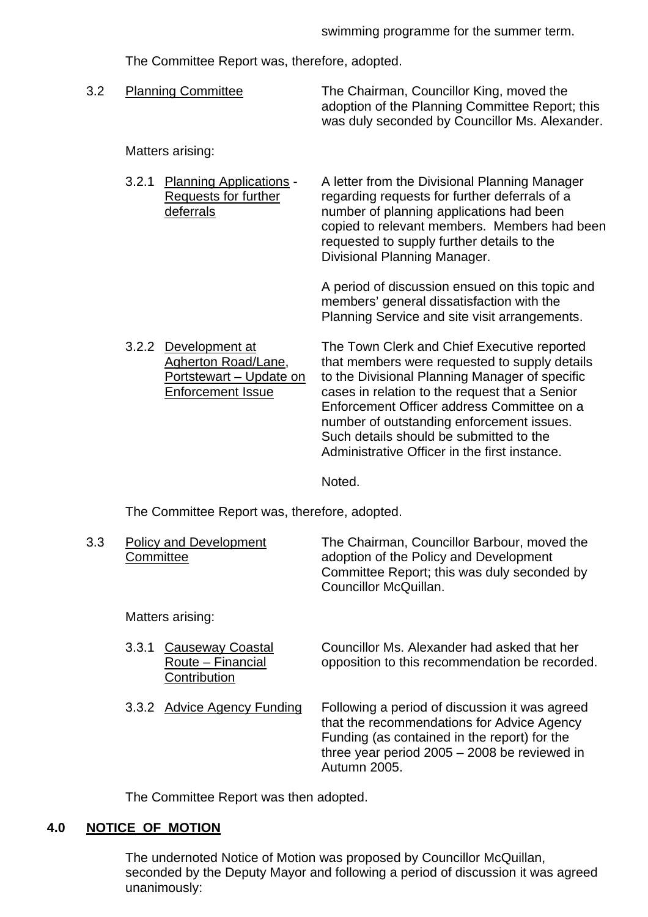swimming programme for the summer term.

The Committee Report was, therefore, adopted.

3.2 Planning Committee

The Chairman, Councillor King, moved the adoption of the Planning Committee Report; this was duly seconded by Councillor Ms. Alexander.

Matters arising:

3.2.1 Planning Applications - Requests for further deferrals

A letter from the Divisional Planning Manager regarding requests for further deferrals of a number of planning applications had been copied to relevant members. Members had been requested to supply further details to the Divisional Planning Manager.

A period of discussion ensued on this topic and members' general dissatisfaction with the Planning Service and site visit arrangements.

3.2.2 Development at Agherton Road/Lane, Portstewart – Update on Enforcement Issue

The Town Clerk and Chief Executive reported that members were requested to supply details to the Divisional Planning Manager of specific cases in relation to the request that a Senior Enforcement Officer address Committee on a number of outstanding enforcement issues. Such details should be submitted to the Administrative Officer in the first instance.

Noted.

The Committee Report was, therefore, adopted.

3.3 Policy and Development Committee

The Chairman, Councillor Barbour, moved the adoption of the Policy and Development Committee Report; this was duly seconded by Councillor McQuillan.

Matters arising:

3.3.1 Causeway Coastal Route – Financial Contribution

Councillor Ms. Alexander had asked that her opposition to this recommendation be recorded.

3.3.2 Advice Agency Funding

Following a period of discussion it was agreed that the recommendations for Advice Agency Funding (as contained in the report) for the three year period 2005 – 2008 be reviewed in Autumn 2005.

The Committee Report was then adopted.

## 4.0 NOTICE OF MOTION

The undernoted Notice of Motion was proposed by Councillor McQuillan, seconded by the Deputy Mayor and following a period of discussion it was agreed unanimously: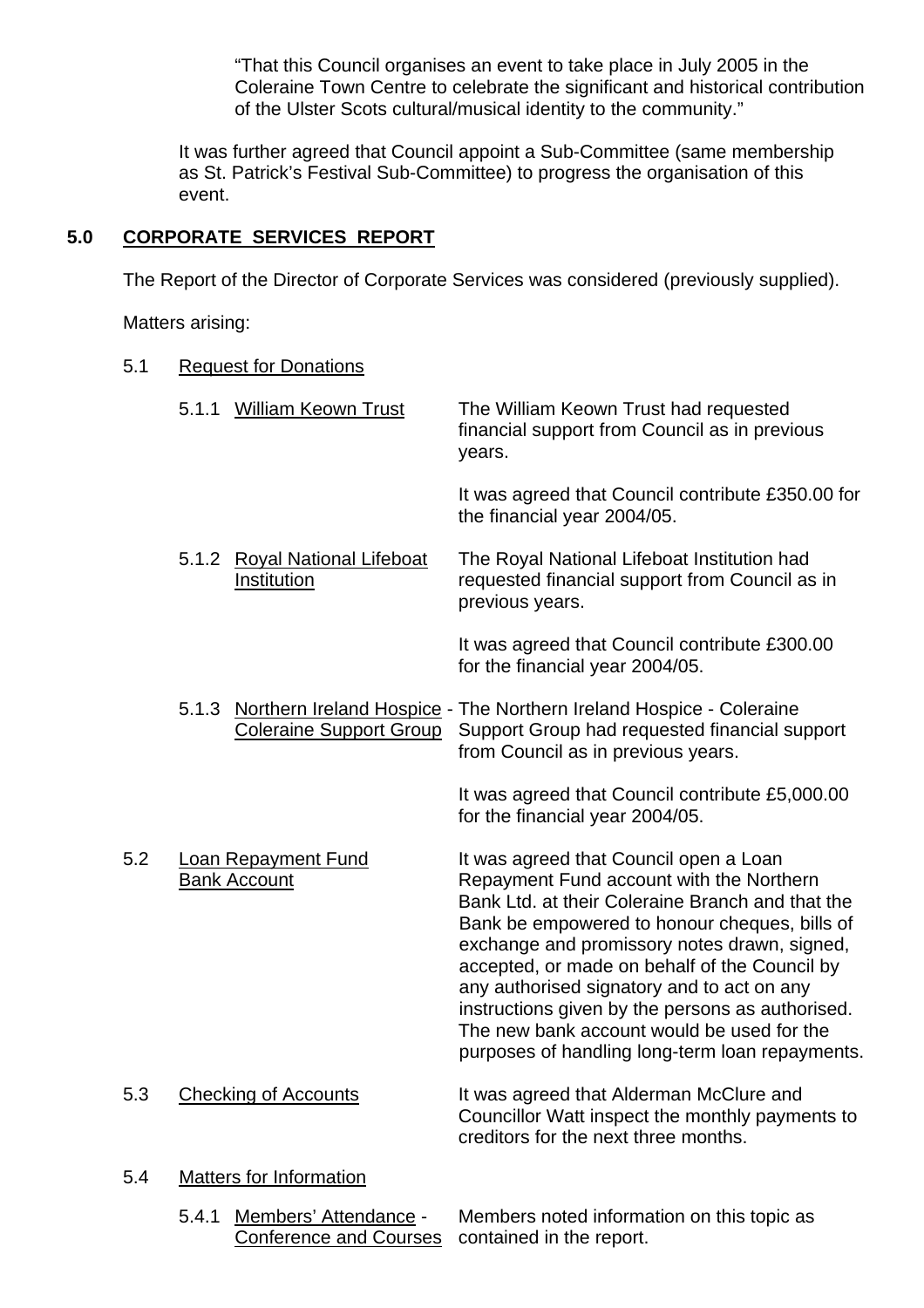"That this Council organises an event to take place in July 2005 in the Coleraine Town Centre to celebrate the significant and historical contribution of the Ulster Scots cultural/musical identity to the community."

It was further agreed that Council appoint a Sub-Committee (same membership as St. Patrick's Festival Sub-Committee) to progress the organisation of this event.

## 5.0 CORPORATE SERVICES REPORT

The Report of the Director of Corporate Services was considered (previously supplied).

Matters arising:

5.1 Request for Donations

5.1.1 William Keown Trust

The William Keown Trust had requested financial support from Council as in previous years.

It was agreed that Council contribute £350.00 for the financial year 2004/05.

5.1.2 Royal National Lifeboat Institution

The Royal National Lifeboat Institution had requested financial support from Council as in previous years.

It was agreed that Council contribute £300.00 for the financial year 2004/05.

5.1.3 Northern Ireland Hospice - Coleraine Support Group

The Northern Ireland Hospice - Coleraine Support Group had requested financial support from Council as in previous years.

It was agreed that Council contribute £5,000.00 for the financial year 2004/05.

5.2 Loan Repayment Fund Bank Account

It was agreed that Council open a Loan Repayment Fund account with the Northern Bank Ltd. at their Coleraine Branch and that the Bank be empowered to honour cheques, bills of exchange and promissory notes drawn, signed, accepted, or made on behalf of the Council by any authorised signatory and to act on any instructions given by the persons as authorised. The new bank account would be used for the purposes of handling long-term loan repayments.

5.3 Checking of Accounts

It was agreed that Alderman McClure and Councillor Watt inspect the monthly payments to creditors for the next three months.

5.4 Matters for Information

5.4.1 Members' Attendance - Conference and Courses

Members noted information on this topic as contained in the report.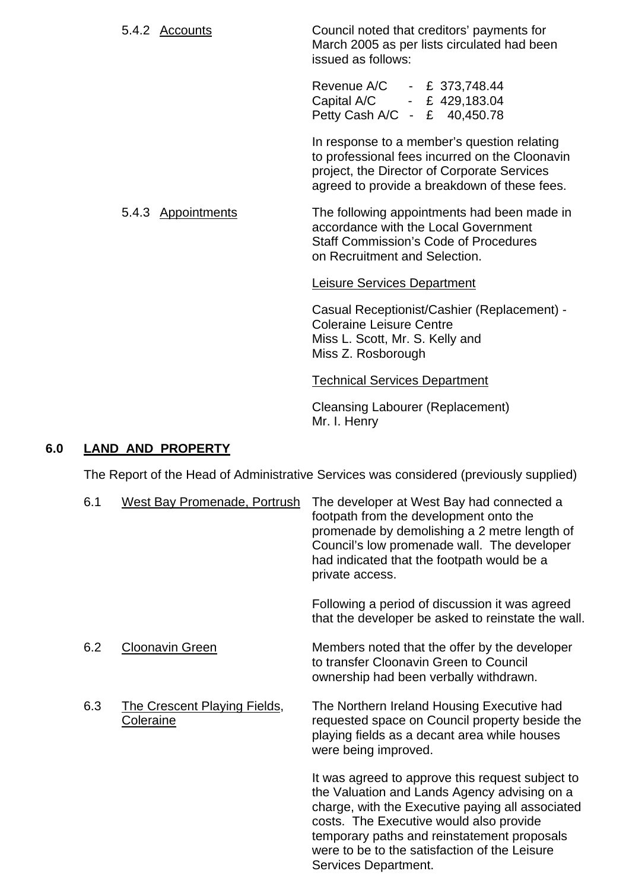5.4.2 Accounts

Council noted that creditors' payments for March 2005 as per lists circulated had been issued as follows:

| | | |
|---|---|---|
| Revenue A/C | - | £ 373,748.44 |
| Capital A/C | - | £ 429,183.04 |
| Petty Cash A/C | - | £ 40,450.78 |

In response to a member's question relating to professional fees incurred on the Cloonavin project, the Director of Corporate Services agreed to provide a breakdown of these fees.

5.4.3 Appointments

The following appointments had been made in accordance with the Local Government Staff Commission's Code of Procedures on Recruitment and Selection.

Leisure Services Department

Casual Receptionist/Cashier (Replacement) - Coleraine Leisure Centre
Miss L. Scott, Mr. S. Kelly and Miss Z. Rosborough

Technical Services Department

Cleansing Labourer (Replacement)
Mr. I. Henry

## 6.0 LAND AND PROPERTY

The Report of the Head of Administrative Services was considered (previously supplied)

6.1 West Bay Promenade, Portrush

The developer at West Bay had connected a footpath from the development onto the promenade by demolishing a 2 metre length of Council's low promenade wall. The developer had indicated that the footpath would be a private access.

Following a period of discussion it was agreed that the developer be asked to reinstate the wall.

6.2 Cloonavin Green

Members noted that the offer by the developer to transfer Cloonavin Green to Council ownership had been verbally withdrawn.

6.3 The Crescent Playing Fields, Coleraine

The Northern Ireland Housing Executive had requested space on Council property beside the playing fields as a decant area while houses were being improved.

It was agreed to approve this request subject to the Valuation and Lands Agency advising on a charge, with the Executive paying all associated costs. The Executive would also provide temporary paths and reinstatement proposals were to be to the satisfaction of the Leisure Services Department.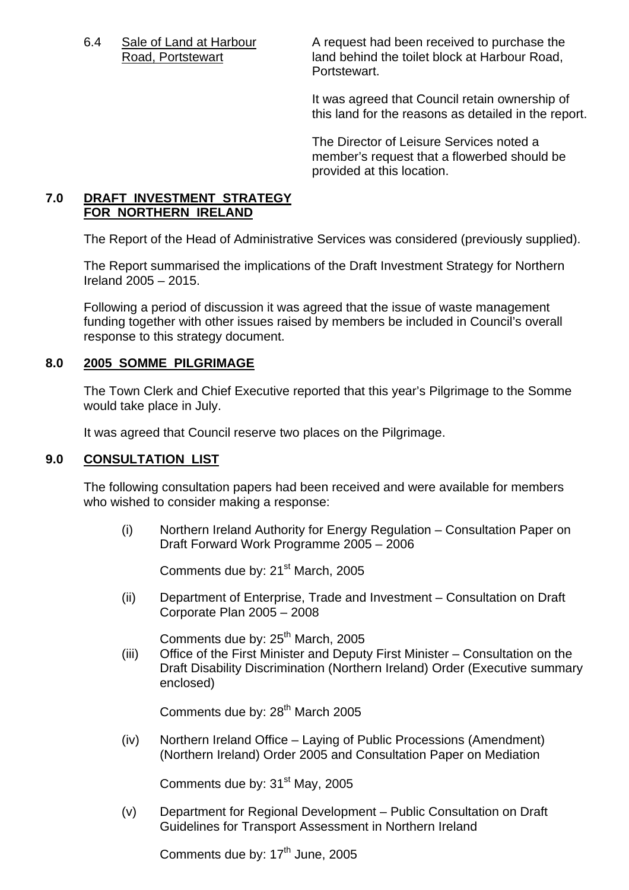6.4 Sale of Land at Harbour Road, Portstewart

A request had been received to purchase the land behind the toilet block at Harbour Road, Portstewart.

It was agreed that Council retain ownership of this land for the reasons as detailed in the report.

The Director of Leisure Services noted a member's request that a flowerbed should be provided at this location.

## 7.0 DRAFT INVESTMENT STRATEGY FOR NORTHERN IRELAND

The Report of the Head of Administrative Services was considered (previously supplied).

The Report summarised the implications of the Draft Investment Strategy for Northern Ireland 2005 – 2015.

Following a period of discussion it was agreed that the issue of waste management funding together with other issues raised by members be included in Council's overall response to this strategy document.

## 8.0 2005 SOMME PILGRIMAGE

The Town Clerk and Chief Executive reported that this year's Pilgrimage to the Somme would take place in July.

It was agreed that Council reserve two places on the Pilgrimage.

## 9.0 CONSULTATION LIST

The following consultation papers had been received and were available for members who wished to consider making a response:

(i) Northern Ireland Authority for Energy Regulation – Consultation Paper on Draft Forward Work Programme 2005 – 2006

Comments due by: 21st March, 2005

(ii) Department of Enterprise, Trade and Investment – Consultation on Draft Corporate Plan 2005 – 2008

Comments due by: 25th March, 2005

(iii) Office of the First Minister and Deputy First Minister – Consultation on the Draft Disability Discrimination (Northern Ireland) Order (Executive summary enclosed)

Comments due by: 28th March 2005

(iv) Northern Ireland Office – Laying of Public Processions (Amendment) (Northern Ireland) Order 2005 and Consultation Paper on Mediation

Comments due by: 31st May, 2005

(v) Department for Regional Development – Public Consultation on Draft Guidelines for Transport Assessment in Northern Ireland

Comments due by: 17th June, 2005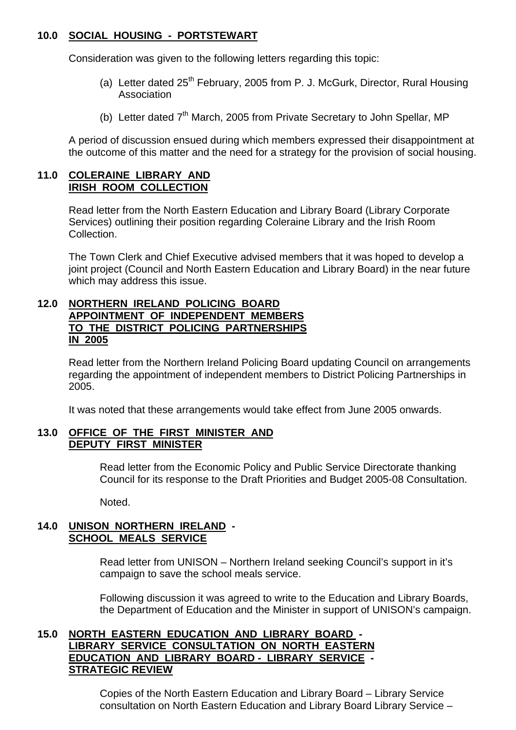**10.0 SOCIAL HOUSING - PORTSTEWART**

Consideration was given to the following letters regarding this topic:

(a) Letter dated 25th February, 2005 from P. J. McGurk, Director, Rural Housing Association

(b) Letter dated 7th March, 2005 from Private Secretary to John Spellar, MP

A period of discussion ensued during which members expressed their disappointment at the outcome of this matter and the need for a strategy for the provision of social housing.

**11.0 COLERAINE LIBRARY AND IRISH ROOM COLLECTION**

Read letter from the North Eastern Education and Library Board (Library Corporate Services) outlining their position regarding Coleraine Library and the Irish Room Collection.

The Town Clerk and Chief Executive advised members that it was hoped to develop a joint project (Council and North Eastern Education and Library Board) in the near future which may address this issue.

**12.0 NORTHERN IRELAND POLICING BOARD APPOINTMENT OF INDEPENDENT MEMBERS TO THE DISTRICT POLICING PARTNERSHIPS IN 2005**

Read letter from the Northern Ireland Policing Board updating Council on arrangements regarding the appointment of independent members to District Policing Partnerships in 2005.

It was noted that these arrangements would take effect from June 2005 onwards.

**13.0 OFFICE OF THE FIRST MINISTER AND DEPUTY FIRST MINISTER**

Read letter from the Economic Policy and Public Service Directorate thanking Council for its response to the Draft Priorities and Budget 2005-08 Consultation.

Noted.

**14.0 UNISON NORTHERN IRELAND - SCHOOL MEALS SERVICE**

Read letter from UNISON – Northern Ireland seeking Council's support in it's campaign to save the school meals service.

Following discussion it was agreed to write to the Education and Library Boards, the Department of Education and the Minister in support of UNISON's campaign.

**15.0 NORTH EASTERN EDUCATION AND LIBRARY BOARD - LIBRARY SERVICE CONSULTATION ON NORTH EASTERN EDUCATION AND LIBRARY BOARD - LIBRARY SERVICE - STRATEGIC REVIEW**

Copies of the North Eastern Education and Library Board – Library Service consultation on North Eastern Education and Library Board Library Service –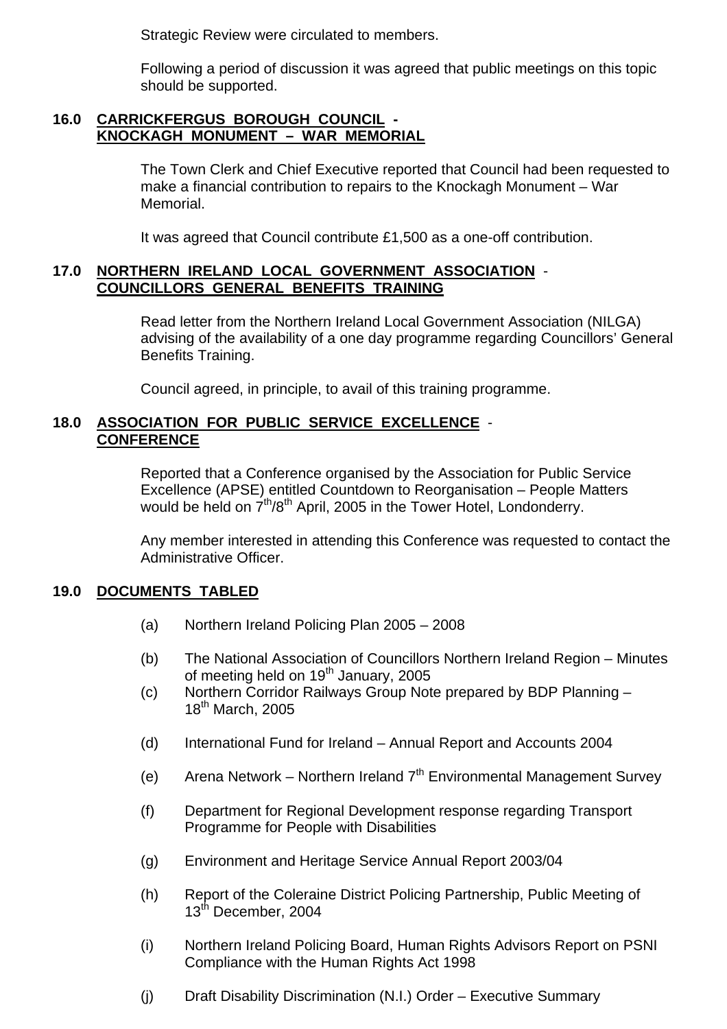Strategic Review were circulated to members.

Following a period of discussion it was agreed that public meetings on this topic should be supported.

## 16.0 CARRICKFERGUS BOROUGH COUNCIL - KNOCKAGH MONUMENT – WAR MEMORIAL

The Town Clerk and Chief Executive reported that Council had been requested to make a financial contribution to repairs to the Knockagh Monument – War Memorial.

It was agreed that Council contribute £1,500 as a one-off contribution.

## 17.0 NORTHERN IRELAND LOCAL GOVERNMENT ASSOCIATION - COUNCILLORS GENERAL BENEFITS TRAINING

Read letter from the Northern Ireland Local Government Association (NILGA) advising of the availability of a one day programme regarding Councillors' General Benefits Training.

Council agreed, in principle, to avail of this training programme.

## 18.0 ASSOCIATION FOR PUBLIC SERVICE EXCELLENCE - CONFERENCE

Reported that a Conference organised by the Association for Public Service Excellence (APSE) entitled Countdown to Reorganisation – People Matters would be held on 7th/8th April, 2005 in the Tower Hotel, Londonderry.

Any member interested in attending this Conference was requested to contact the Administrative Officer.

## 19.0 DOCUMENTS TABLED

(a) Northern Ireland Policing Plan 2005 – 2008

(b) The National Association of Councillors Northern Ireland Region – Minutes of meeting held on 19th January, 2005

(c) Northern Corridor Railways Group Note prepared by BDP Planning – 18th March, 2005

(d) International Fund for Ireland – Annual Report and Accounts 2004

(e) Arena Network – Northern Ireland 7th Environmental Management Survey

(f) Department for Regional Development response regarding Transport Programme for People with Disabilities

(g) Environment and Heritage Service Annual Report 2003/04

(h) Report of the Coleraine District Policing Partnership, Public Meeting of 13th December, 2004

(i) Northern Ireland Policing Board, Human Rights Advisors Report on PSNI Compliance with the Human Rights Act 1998

(j) Draft Disability Discrimination (N.I.) Order – Executive Summary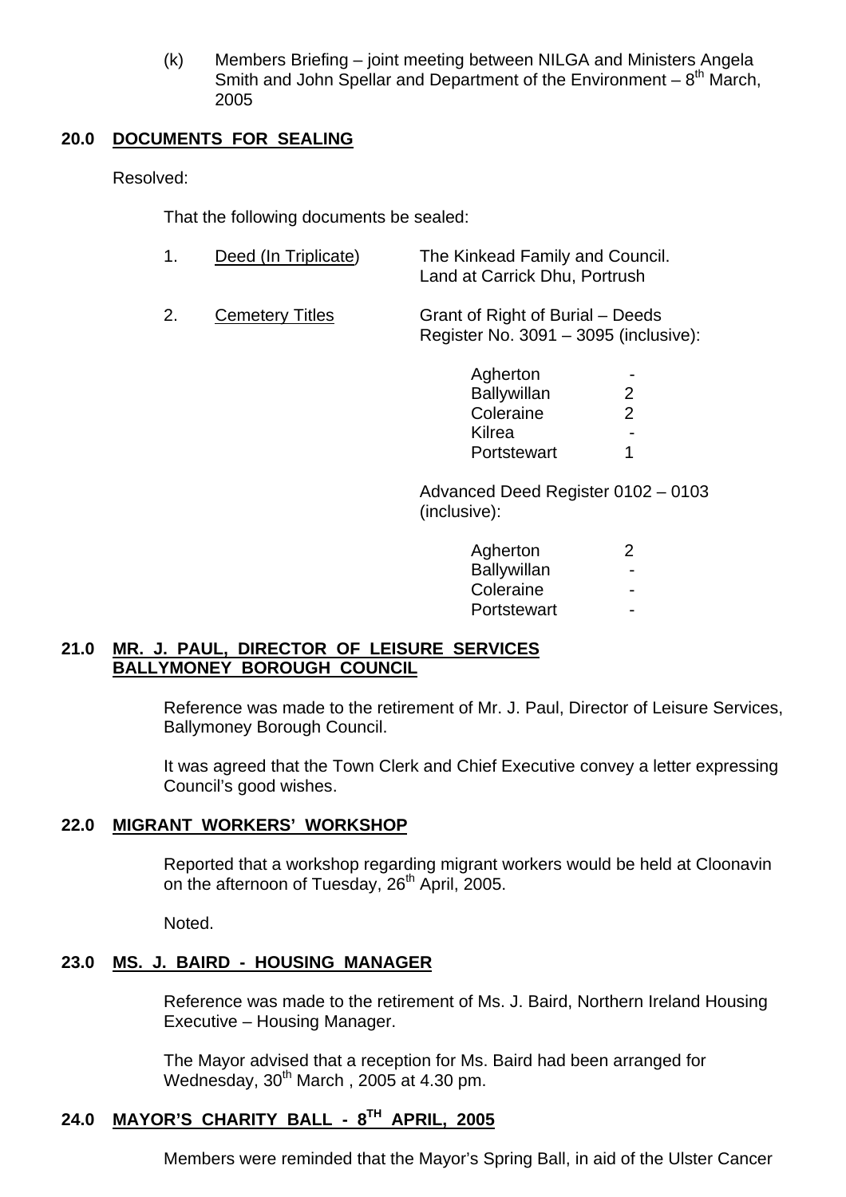(k) Members Briefing – joint meeting between NILGA and Ministers Angela Smith and John Spellar and Department of the Environment – 8th March, 2005

## 20.0 DOCUMENTS FOR SEALING

Resolved:

That the following documents be sealed:

1. Deed (In Triplicate) — The Kinkead Family and Council. Land at Carrick Dhu, Portrush

2. Cemetery Titles — Grant of Right of Burial – Deeds Register No. 3091 – 3095 (inclusive):

| | |
|---|---|
| Agherton | - |
| Ballywillan | 2 |
| Coleraine | 2 |
| Kilrea | - |
| Portstewart | 1 |

Advanced Deed Register 0102 – 0103 (inclusive):

| | |
|---|---|
| Agherton | 2 |
| Ballywillan | - |
| Coleraine | - |
| Portstewart | - |

## 21.0 MR. J. PAUL, DIRECTOR OF LEISURE SERVICES BALLYMONEY BOROUGH COUNCIL

Reference was made to the retirement of Mr. J. Paul, Director of Leisure Services, Ballymoney Borough Council.

It was agreed that the Town Clerk and Chief Executive convey a letter expressing Council's good wishes.

## 22.0 MIGRANT WORKERS' WORKSHOP

Reported that a workshop regarding migrant workers would be held at Cloonavin on the afternoon of Tuesday, 26th April, 2005.

Noted.

## 23.0 MS. J. BAIRD - HOUSING MANAGER

Reference was made to the retirement of Ms. J. Baird, Northern Ireland Housing Executive – Housing Manager.

The Mayor advised that a reception for Ms. Baird had been arranged for Wednesday, 30th March , 2005 at 4.30 pm.

## 24.0 MAYOR'S CHARITY BALL - 8TH APRIL, 2005

Members were reminded that the Mayor's Spring Ball, in aid of the Ulster Cancer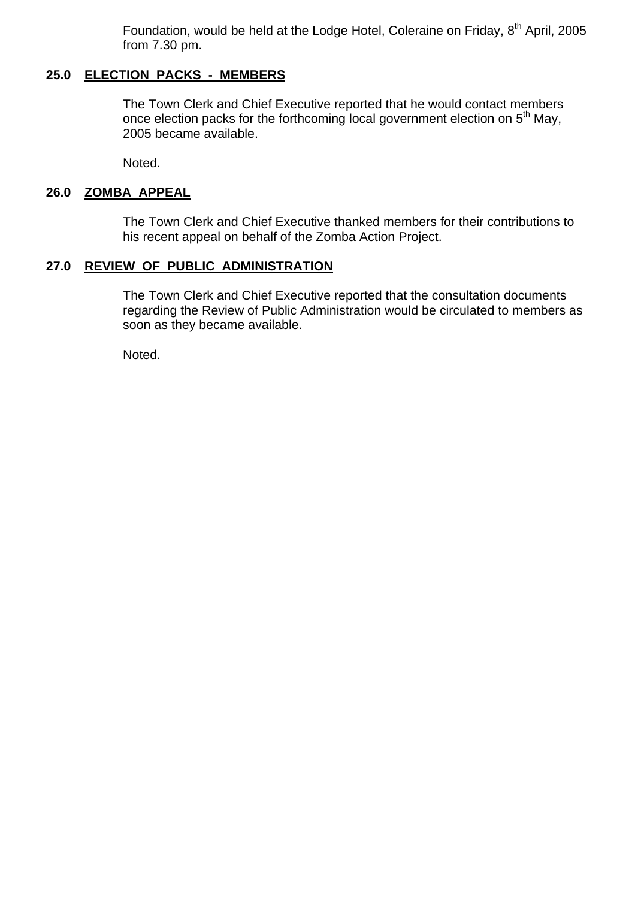Foundation, would be held at the Lodge Hotel, Coleraine on Friday, 8th April, 2005 from 7.30 pm.

## 25.0 ELECTION PACKS - MEMBERS

The Town Clerk and Chief Executive reported that he would contact members once election packs for the forthcoming local government election on 5th May, 2005 became available.

Noted.

## 26.0 ZOMBA APPEAL

The Town Clerk and Chief Executive thanked members for their contributions to his recent appeal on behalf of the Zomba Action Project.

## 27.0 REVIEW OF PUBLIC ADMINISTRATION

The Town Clerk and Chief Executive reported that the consultation documents regarding the Review of Public Administration would be circulated to members as soon as they became available.

Noted.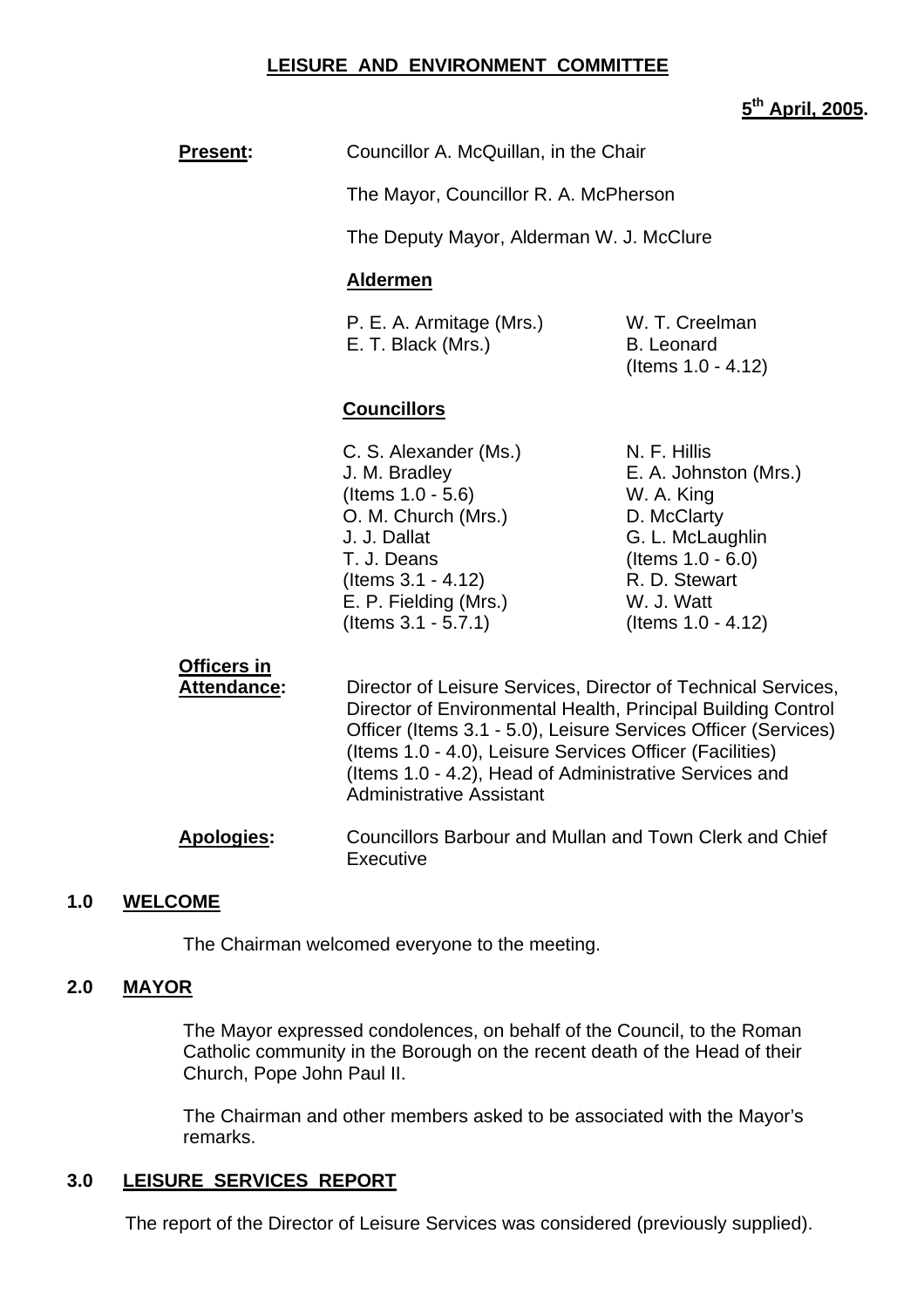**LEISURE AND ENVIRONMENT COMMITTEE**

**5th April, 2005.**

**Present:** Councillor A. McQuillan, in the Chair

The Mayor, Councillor R. A. McPherson

The Deputy Mayor, Alderman W. J. McClure

**Aldermen**

| | |
|---|---|
| P. E. A. Armitage (Mrs.) | W. T. Creelman |
| E. T. Black (Mrs.) | B. Leonard (Items 1.0 - 4.12) |

**Councillors**

| | |
|---|---|
| C. S. Alexander (Ms.) | N. F. Hillis |
| J. M. Bradley (Items 1.0 - 5.6) | E. A. Johnston (Mrs.) |
| O. M. Church (Mrs.) | W. A. King |
| J. J. Dallat | D. McClarty |
| T. J. Deans (Items 3.1 - 4.12) | G. L. McLaughlin (Items 1.0 - 6.0) |
| E. P. Fielding (Mrs.) (Items 3.1 - 5.7.1) | R. D. Stewart |
| | W. J. Watt (Items 1.0 - 4.12) |

**Officers in Attendance:** Director of Leisure Services, Director of Technical Services, Director of Environmental Health, Principal Building Control Officer (Items 3.1 - 5.0), Leisure Services Officer (Services) (Items 1.0 - 4.0), Leisure Services Officer (Facilities) (Items 1.0 - 4.2), Head of Administrative Services and Administrative Assistant

**Apologies:** Councillors Barbour and Mullan and Town Clerk and Chief Executive

## 1.0 WELCOME

The Chairman welcomed everyone to the meeting.

## 2.0 MAYOR

The Mayor expressed condolences, on behalf of the Council, to the Roman Catholic community in the Borough on the recent death of the Head of their Church, Pope John Paul II.

The Chairman and other members asked to be associated with the Mayor's remarks.

## 3.0 LEISURE SERVICES REPORT

The report of the Director of Leisure Services was considered (previously supplied).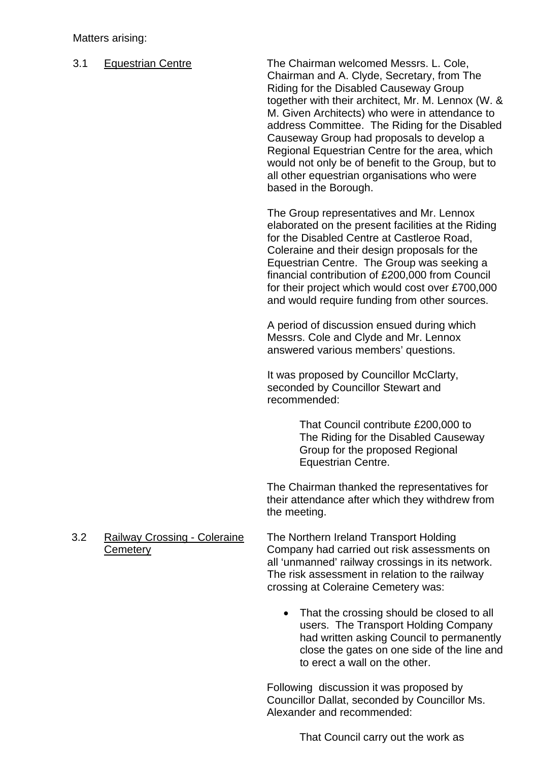Matters arising:

3.1 Equestrian Centre

The Chairman welcomed Messrs. L. Cole, Chairman and A. Clyde, Secretary, from The Riding for the Disabled Causeway Group together with their architect, Mr. M. Lennox (W. & M. Given Architects) who were in attendance to address Committee. The Riding for the Disabled Causeway Group had proposals to develop a Regional Equestrian Centre for the area, which would not only be of benefit to the Group, but to all other equestrian organisations who were based in the Borough.

The Group representatives and Mr. Lennox elaborated on the present facilities at the Riding for the Disabled Centre at Castleroe Road, Coleraine and their design proposals for the Equestrian Centre. The Group was seeking a financial contribution of £200,000 from Council for their project which would cost over £700,000 and would require funding from other sources.

A period of discussion ensued during which Messrs. Cole and Clyde and Mr. Lennox answered various members' questions.

It was proposed by Councillor McClarty, seconded by Councillor Stewart and recommended:

> That Council contribute £200,000 to The Riding for the Disabled Causeway Group for the proposed Regional Equestrian Centre.

The Chairman thanked the representatives for their attendance after which they withdrew from the meeting.

3.2 Railway Crossing - Coleraine Cemetery

The Northern Ireland Transport Holding Company had carried out risk assessments on all 'unmanned' railway crossings in its network. The risk assessment in relation to the railway crossing at Coleraine Cemetery was:

- That the crossing should be closed to all users. The Transport Holding Company had written asking Council to permanently close the gates on one side of the line and to erect a wall on the other.

Following discussion it was proposed by Councillor Dallat, seconded by Councillor Ms. Alexander and recommended:

> That Council carry out the work as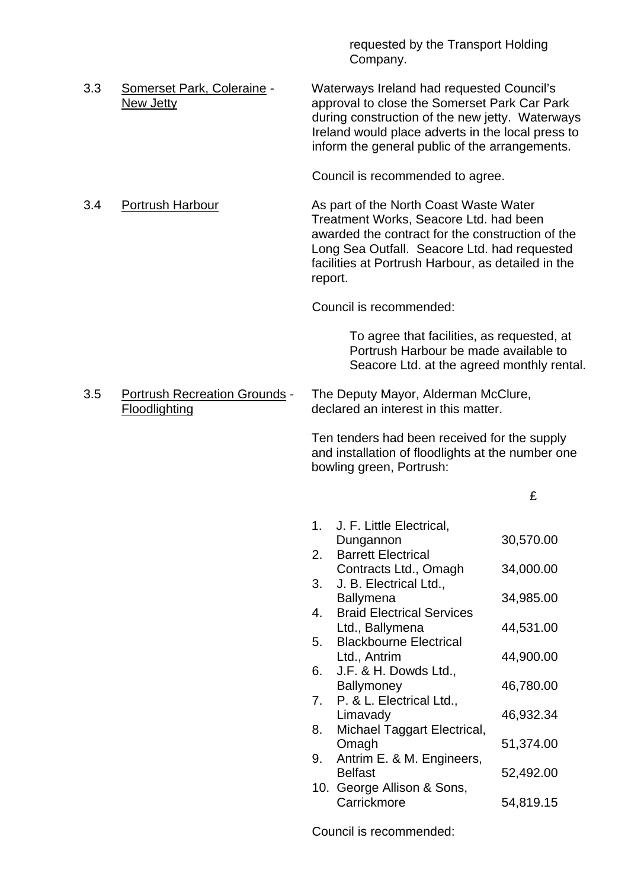requested by the Transport Holding Company.

3.3 Somerset Park, Coleraine - New Jetty

Waterways Ireland had requested Council's approval to close the Somerset Park Car Park during construction of the new jetty. Waterways Ireland would place adverts in the local press to inform the general public of the arrangements.

Council is recommended to agree.

3.4 Portrush Harbour

As part of the North Coast Waste Water Treatment Works, Seacore Ltd. had been awarded the contract for the construction of the Long Sea Outfall. Seacore Ltd. had requested facilities at Portrush Harbour, as detailed in the report.

Council is recommended:

> To agree that facilities, as requested, at Portrush Harbour be made available to Seacore Ltd. at the agreed monthly rental.

3.5 Portrush Recreation Grounds - Floodlighting

The Deputy Mayor, Alderman McClure, declared an interest in this matter.

Ten tenders had been received for the supply and installation of floodlights at the number one bowling green, Portrush:

| | | £ |
|---|---|---|
| 1. | J. F. Little Electrical, Dungannon | 30,570.00 |
| 2. | Barrett Electrical Contracts Ltd., Omagh | 34,000.00 |
| 3. | J. B. Electrical Ltd., Ballymena | 34,985.00 |
| 4. | Braid Electrical Services Ltd., Ballymena | 44,531.00 |
| 5. | Blackbourne Electrical Ltd., Antrim | 44,900.00 |
| 6. | J.F. & H. Dowds Ltd., Ballymoney | 46,780.00 |
| 7. | P. & L. Electrical Ltd., Limavady | 46,932.34 |
| 8. | Michael Taggart Electrical, Omagh | 51,374.00 |
| 9. | Antrim E. & M. Engineers, Belfast | 52,492.00 |
| 10. | George Allison & Sons, Carrickmore | 54,819.15 |

Council is recommended: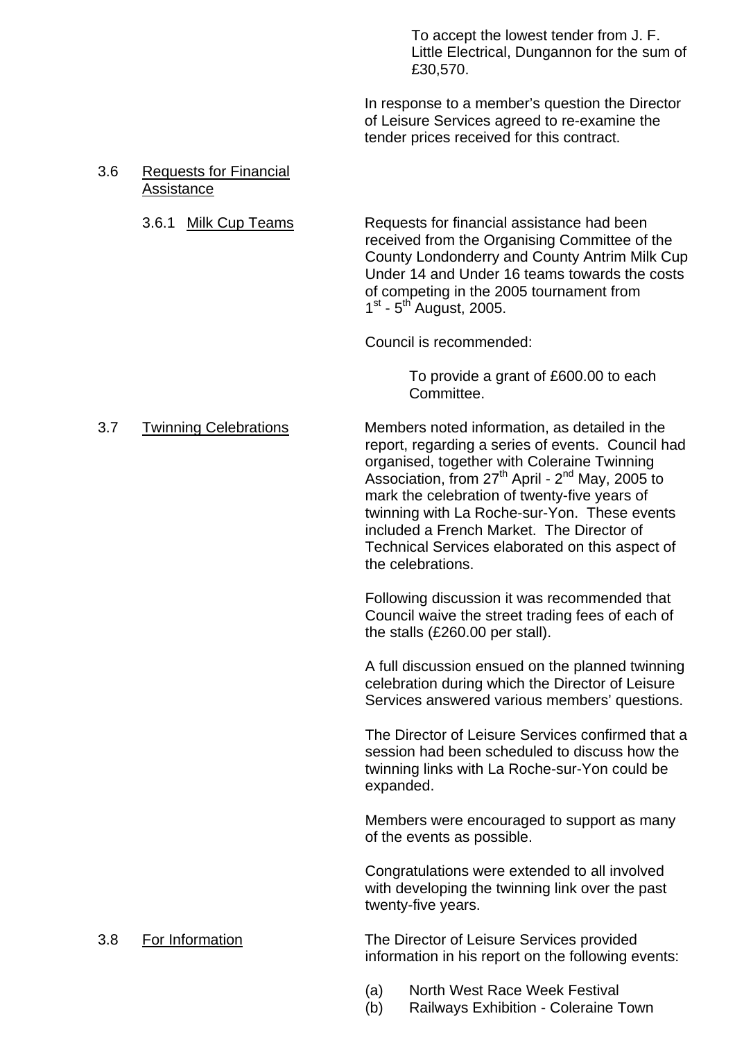To accept the lowest tender from J. F. Little Electrical, Dungannon for the sum of £30,570.

In response to a member's question the Director of Leisure Services agreed to re-examine the tender prices received for this contract.

3.6 Requests for Financial Assistance

3.6.1 Milk Cup Teams

Requests for financial assistance had been received from the Organising Committee of the County Londonderry and County Antrim Milk Cup Under 14 and Under 16 teams towards the costs of competing in the 2005 tournament from 1st - 5th August, 2005.

Council is recommended:

To provide a grant of £600.00 to each Committee.

3.7 Twinning Celebrations

Members noted information, as detailed in the report, regarding a series of events. Council had organised, together with Coleraine Twinning Association, from 27th April - 2nd May, 2005 to mark the celebration of twenty-five years of twinning with La Roche-sur-Yon. These events included a French Market. The Director of Technical Services elaborated on this aspect of the celebrations.

Following discussion it was recommended that Council waive the street trading fees of each of the stalls (£260.00 per stall).

A full discussion ensued on the planned twinning celebration during which the Director of Leisure Services answered various members' questions.

The Director of Leisure Services confirmed that a session had been scheduled to discuss how the twinning links with La Roche-sur-Yon could be expanded.

Members were encouraged to support as many of the events as possible.

Congratulations were extended to all involved with developing the twinning link over the past twenty-five years.

3.8 For Information

The Director of Leisure Services provided information in his report on the following events:

(a) North West Race Week Festival
(b) Railways Exhibition - Coleraine Town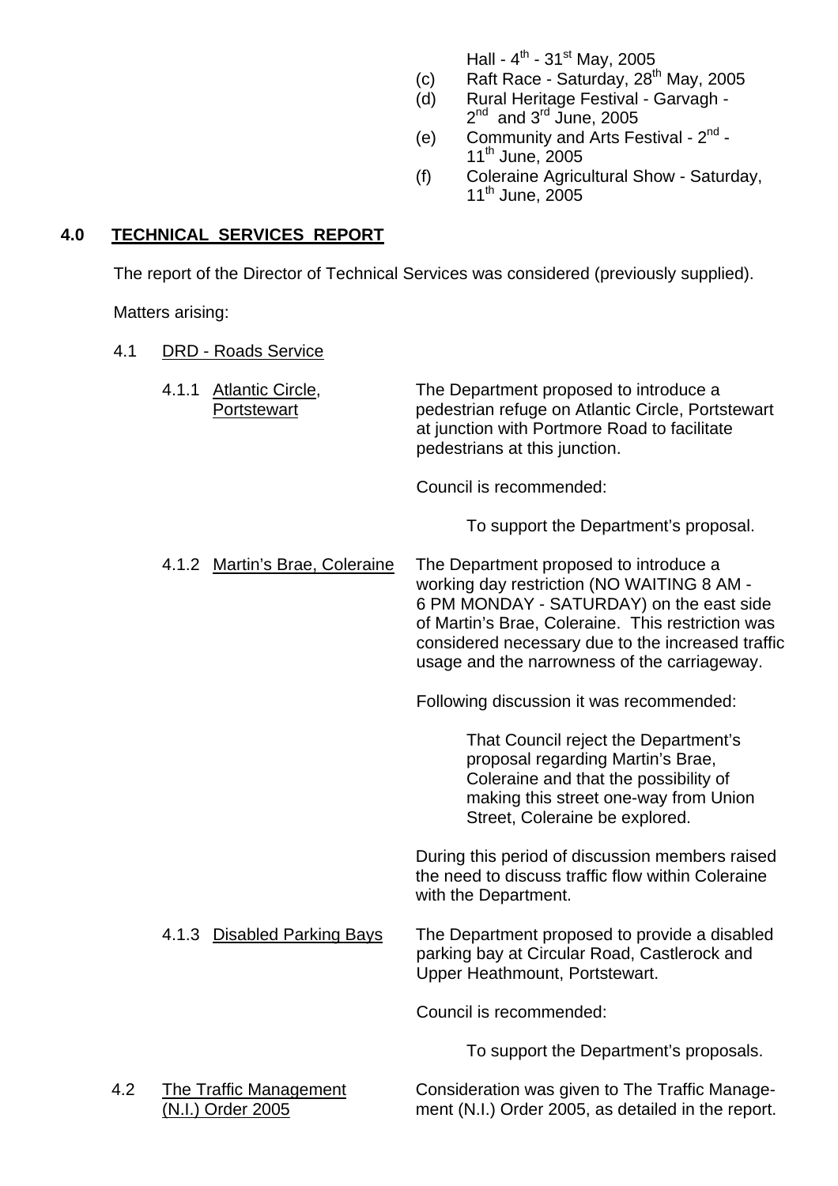Hall - 4th - 31st May, 2005

(c) Raft Race - Saturday, 28th May, 2005

(d) Rural Heritage Festival - Garvagh - 2nd and 3rd June, 2005

(e) Community and Arts Festival - 2nd - 11th June, 2005

(f) Coleraine Agricultural Show - Saturday, 11th June, 2005

## 4.0 TECHNICAL SERVICES REPORT

The report of the Director of Technical Services was considered (previously supplied).

Matters arising:

4.1 DRD - Roads Service

4.1.1 Atlantic Circle, Portstewart

The Department proposed to introduce a pedestrian refuge on Atlantic Circle, Portstewart at junction with Portmore Road to facilitate pedestrians at this junction.

Council is recommended:

To support the Department's proposal.

4.1.2 Martin's Brae, Coleraine

The Department proposed to introduce a working day restriction (NO WAITING 8 AM - 6 PM MONDAY - SATURDAY) on the east side of Martin's Brae, Coleraine. This restriction was considered necessary due to the increased traffic usage and the narrowness of the carriageway.

Following discussion it was recommended:

That Council reject the Department's proposal regarding Martin's Brae, Coleraine and that the possibility of making this street one-way from Union Street, Coleraine be explored.

During this period of discussion members raised the need to discuss traffic flow within Coleraine with the Department.

4.1.3 Disabled Parking Bays

The Department proposed to provide a disabled parking bay at Circular Road, Castlerock and Upper Heathmount, Portstewart.

Council is recommended:

To support the Department's proposals.

4.2 The Traffic Management (N.I.) Order 2005

Consideration was given to The Traffic Management (N.I.) Order 2005, as detailed in the report.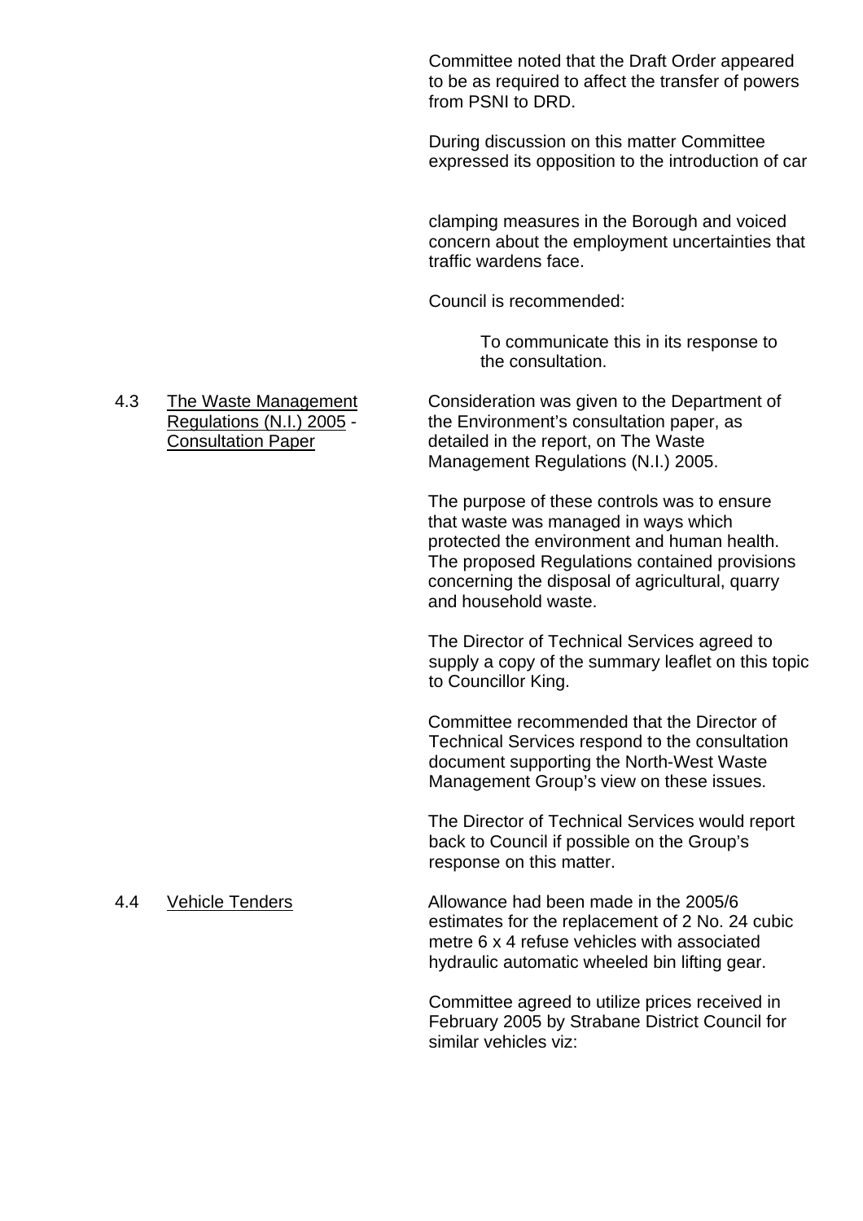Committee noted that the Draft Order appeared to be as required to affect the transfer of powers from PSNI to DRD.

During discussion on this matter Committee expressed its opposition to the introduction of car clamping measures in the Borough and voiced concern about the employment uncertainties that traffic wardens face.

Council is recommended:

> To communicate this in its response to the consultation.

4.3 <u>The Waste Management Regulations (N.I.) 2005 - Consultation Paper</u>

Consideration was given to the Department of the Environment's consultation paper, as detailed in the report, on The Waste Management Regulations (N.I.) 2005.

The purpose of these controls was to ensure that waste was managed in ways which protected the environment and human health. The proposed Regulations contained provisions concerning the disposal of agricultural, quarry and household waste.

The Director of Technical Services agreed to supply a copy of the summary leaflet on this topic to Councillor King.

Committee recommended that the Director of Technical Services respond to the consultation document supporting the North-West Waste Management Group's view on these issues.

The Director of Technical Services would report back to Council if possible on the Group's response on this matter.

4.4 <u>Vehicle Tenders</u>

Allowance had been made in the 2005/6 estimates for the replacement of 2 No. 24 cubic metre 6 x 4 refuse vehicles with associated hydraulic automatic wheeled bin lifting gear.

Committee agreed to utilize prices received in February 2005 by Strabane District Council for similar vehicles viz: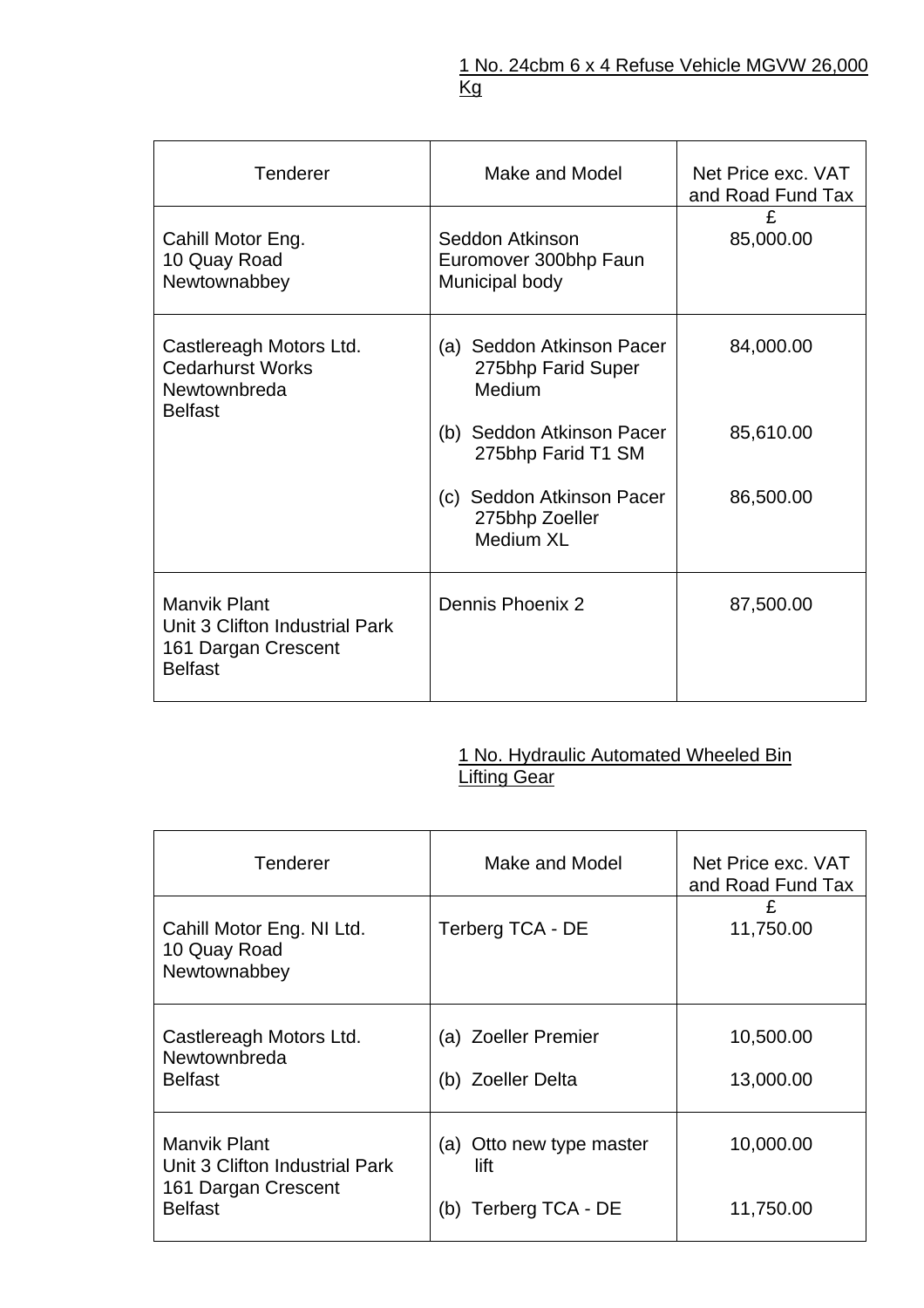<u>1 No. 24cbm 6 x 4 Refuse Vehicle MGVW 26,000 Kg</u>

| Tenderer | Make and Model | Net Price exc. VAT and Road Fund Tax |
|---|---|---|
| Cahill Motor Eng.<br>10 Quay Road<br>Newtownabbey | Seddon Atkinson Euromover 300bhp Faun Municipal body | £<br>85,000.00 |
| Castlereagh Motors Ltd.<br>Cedarhurst Works<br>Newtownbreda<br>Belfast | (a) Seddon Atkinson Pacer 275bhp Farid Super Medium<br>(b) Seddon Atkinson Pacer 275bhp Farid T1 SM<br>(c) Seddon Atkinson Pacer 275bhp Zoeller Medium XL | 84,000.00<br>85,610.00<br>86,500.00 |
| Manvik Plant<br>Unit 3 Clifton Industrial Park<br>161 Dargan Crescent<br>Belfast | Dennis Phoenix 2 | 87,500.00 |

<u>1 No. Hydraulic Automated Wheeled Bin Lifting Gear</u>

| Tenderer | Make and Model | Net Price exc. VAT and Road Fund Tax |
|---|---|---|
| Cahill Motor Eng. NI Ltd.<br>10 Quay Road<br>Newtownabbey | Terberg TCA - DE | £<br>11,750.00 |
| Castlereagh Motors Ltd.<br>Newtownbreda<br>Belfast | (a) Zoeller Premier<br>(b) Zoeller Delta | 10,500.00<br>13,000.00 |
| Manvik Plant<br>Unit 3 Clifton Industrial Park<br>161 Dargan Crescent<br>Belfast | (a) Otto new type master lift<br>(b) Terberg TCA - DE | 10,000.00<br>11,750.00 |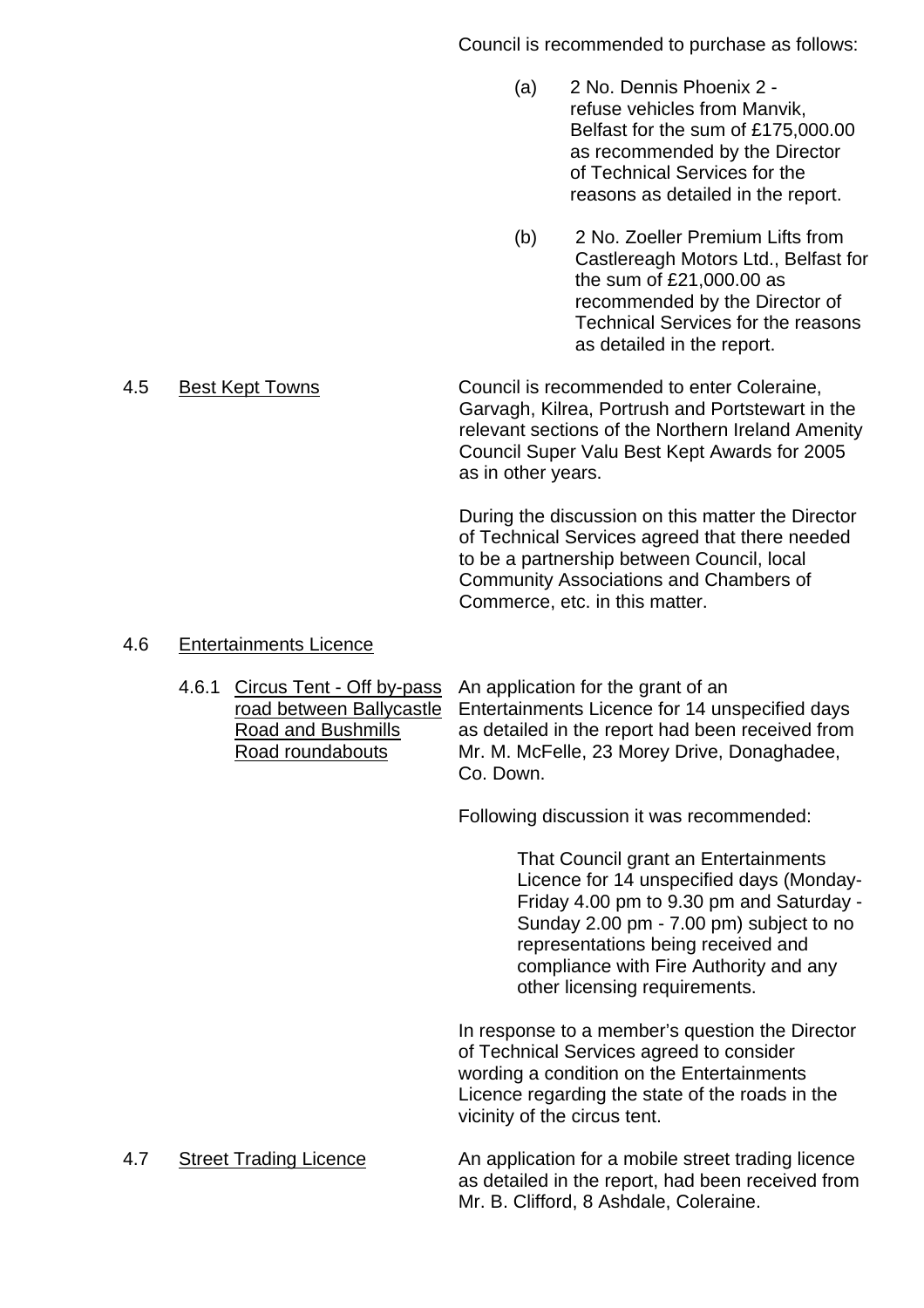Council is recommended to purchase as follows:

(a) 2 No. Dennis Phoenix 2 - refuse vehicles from Manvik, Belfast for the sum of £175,000.00 as recommended by the Director of Technical Services for the reasons as detailed in the report.

(b) 2 No. Zoeller Premium Lifts from Castlereagh Motors Ltd., Belfast for the sum of £21,000.00 as recommended by the Director of Technical Services for the reasons as detailed in the report.

4.5 <u>Best Kept Towns</u>

Council is recommended to enter Coleraine, Garvagh, Kilrea, Portrush and Portstewart in the relevant sections of the Northern Ireland Amenity Council Super Valu Best Kept Awards for 2005 as in other years.

During the discussion on this matter the Director of Technical Services agreed that there needed to be a partnership between Council, local Community Associations and Chambers of Commerce, etc. in this matter.

4.6 <u>Entertainments Licence</u>

4.6.1 <u>Circus Tent - Off by-pass road between Ballycastle Road and Bushmills Road roundabouts</u>

An application for the grant of an Entertainments Licence for 14 unspecified days as detailed in the report had been received from Mr. M. McFelle, 23 Morey Drive, Donaghadee, Co. Down.

Following discussion it was recommended:

> That Council grant an Entertainments Licence for 14 unspecified days (Monday-Friday 4.00 pm to 9.30 pm and Saturday - Sunday 2.00 pm - 7.00 pm) subject to no representations being received and compliance with Fire Authority and any other licensing requirements.

In response to a member's question the Director of Technical Services agreed to consider wording a condition on the Entertainments Licence regarding the state of the roads in the vicinity of the circus tent.

4.7 <u>Street Trading Licence</u>

An application for a mobile street trading licence as detailed in the report, had been received from Mr. B. Clifford, 8 Ashdale, Coleraine.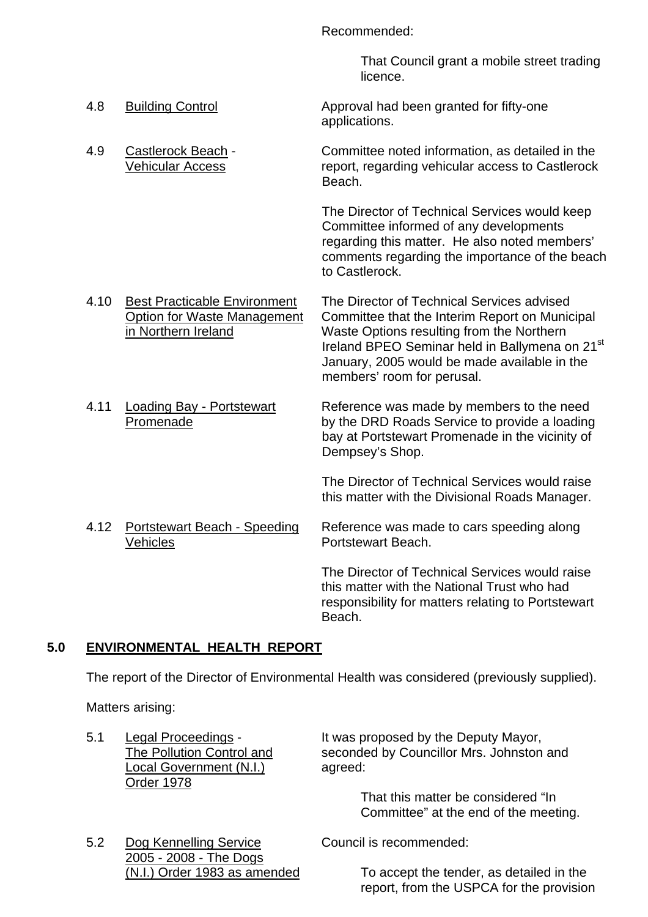Recommended:

> That Council grant a mobile street trading licence.

4.8 Building Control

Approval had been granted for fifty-one applications.

4.9 Castlerock Beach - Vehicular Access

Committee noted information, as detailed in the report, regarding vehicular access to Castlerock Beach.

The Director of Technical Services would keep Committee informed of any developments regarding this matter. He also noted members' comments regarding the importance of the beach to Castlerock.

4.10 Best Practicable Environment Option for Waste Management in Northern Ireland

The Director of Technical Services advised Committee that the Interim Report on Municipal Waste Options resulting from the Northern Ireland BPEO Seminar held in Ballymena on 21st January, 2005 would be made available in the members' room for perusal.

4.11 Loading Bay - Portstewart Promenade

Reference was made by members to the need by the DRD Roads Service to provide a loading bay at Portstewart Promenade in the vicinity of Dempsey's Shop.

The Director of Technical Services would raise this matter with the Divisional Roads Manager.

4.12 Portstewart Beach - Speeding Vehicles

Reference was made to cars speeding along Portstewart Beach.

The Director of Technical Services would raise this matter with the National Trust who had responsibility for matters relating to Portstewart Beach.

## 5.0 ENVIRONMENTAL HEALTH REPORT

The report of the Director of Environmental Health was considered (previously supplied).

Matters arising:

5.1 Legal Proceedings - The Pollution Control and Local Government (N.I.) Order 1978

It was proposed by the Deputy Mayor, seconded by Councillor Mrs. Johnston and agreed:

> That this matter be considered "In Committee" at the end of the meeting.

5.2 Dog Kennelling Service 2005 - 2008 - The Dogs (N.I.) Order 1983 as amended

Council is recommended:

> To accept the tender, as detailed in the report, from the USPCA for the provision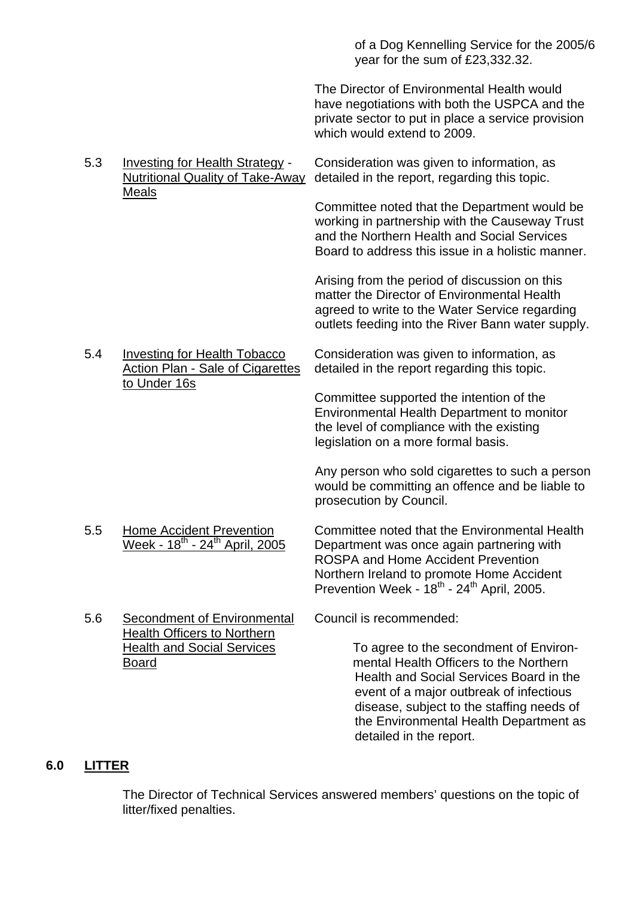of a Dog Kennelling Service for the 2005/6 year for the sum of £23,332.32.

The Director of Environmental Health would have negotiations with both the USPCA and the private sector to put in place a service provision which would extend to 2009.

5.3 Investing for Health Strategy - Nutritional Quality of Take-Away Meals

Consideration was given to information, as detailed in the report, regarding this topic.

Committee noted that the Department would be working in partnership with the Causeway Trust and the Northern Health and Social Services Board to address this issue in a holistic manner.

Arising from the period of discussion on this matter the Director of Environmental Health agreed to write to the Water Service regarding outlets feeding into the River Bann water supply.

5.4 Investing for Health Tobacco Action Plan - Sale of Cigarettes to Under 16s

Consideration was given to information, as detailed in the report regarding this topic.

Committee supported the intention of the Environmental Health Department to monitor the level of compliance with the existing legislation on a more formal basis.

Any person who sold cigarettes to such a person would be committing an offence and be liable to prosecution by Council.

5.5 Home Accident Prevention Week - 18th - 24th April, 2005

Committee noted that the Environmental Health Department was once again partnering with ROSPA and Home Accident Prevention Northern Ireland to promote Home Accident Prevention Week - 18th - 24th April, 2005.

5.6 Secondment of Environmental Health Officers to Northern Health and Social Services Board

Council is recommended:

To agree to the secondment of Environmental Health Officers to the Northern Health and Social Services Board in the event of a major outbreak of infectious disease, subject to the staffing needs of the Environmental Health Department as detailed in the report.

## 6.0 LITTER

The Director of Technical Services answered members' questions on the topic of litter/fixed penalties.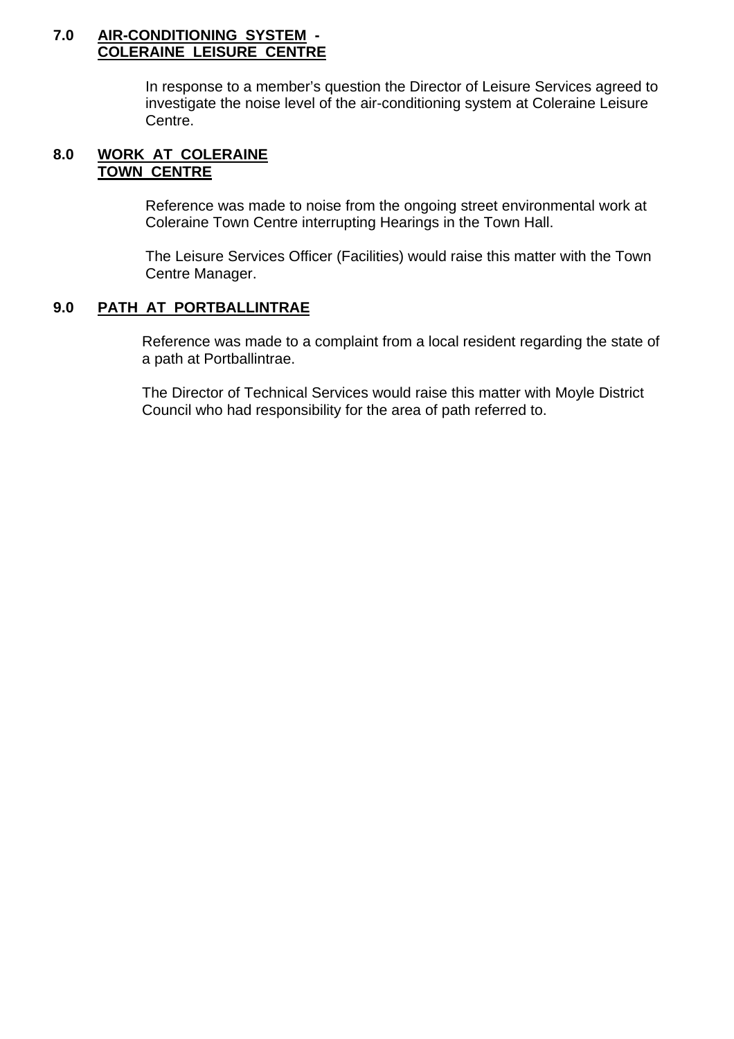## 7.0 AIR-CONDITIONING SYSTEM - COLERAINE LEISURE CENTRE

In response to a member's question the Director of Leisure Services agreed to investigate the noise level of the air-conditioning system at Coleraine Leisure Centre.

## 8.0 WORK AT COLERAINE TOWN CENTRE

Reference was made to noise from the ongoing street environmental work at Coleraine Town Centre interrupting Hearings in the Town Hall.

The Leisure Services Officer (Facilities) would raise this matter with the Town Centre Manager.

## 9.0 PATH AT PORTBALLINTRAE

Reference was made to a complaint from a local resident regarding the state of a path at Portballintrae.

The Director of Technical Services would raise this matter with Moyle District Council who had responsibility for the area of path referred to.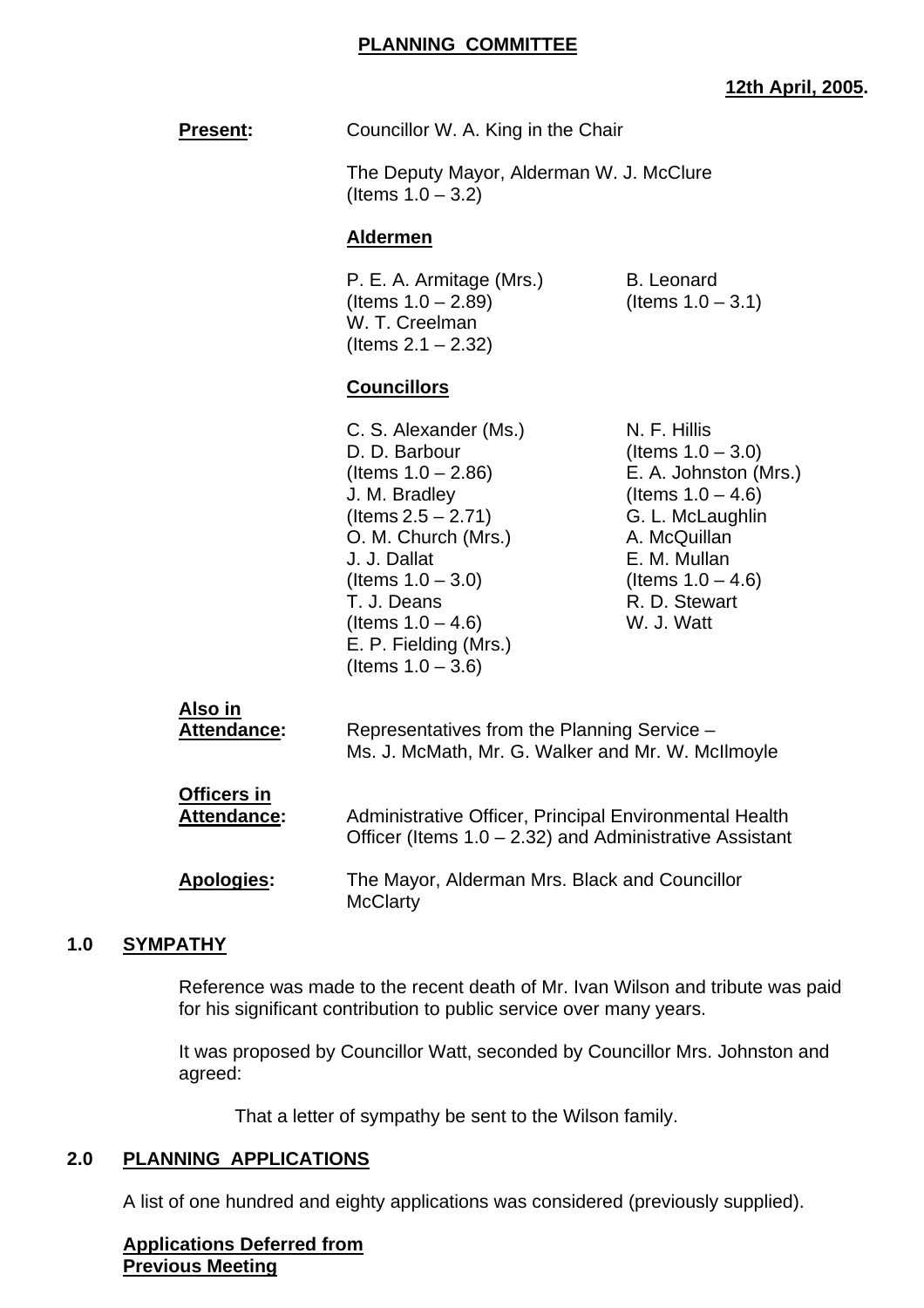**PLANNING COMMITTEE**

**12th April, 2005.**

**Present:** Councillor W. A. King in the Chair

The Deputy Mayor, Alderman W. J. McClure
(Items 1.0 – 3.2)

**Aldermen**

P. E. A. Armitage (Mrs.)
(Items 1.0 – 2.89)
W. T. Creelman
(Items 2.1 – 2.32)

B. Leonard
(Items 1.0 – 3.1)

**Councillors**

C. S. Alexander (Ms.)
D. D. Barbour
(Items 1.0 – 2.86)
J. M. Bradley
(Items 2.5 – 2.71)
O. M. Church (Mrs.)
J. J. Dallat
(Items 1.0 – 3.0)
T. J. Deans
(Items 1.0 – 4.6)
E. P. Fielding (Mrs.)
(Items 1.0 – 3.6)

N. F. Hillis
(Items 1.0 – 3.0)
E. A. Johnston (Mrs.)
(Items 1.0 – 4.6)
G. L. McLaughlin
A. McQuillan
E. M. Mullan
(Items 1.0 – 4.6)
R. D. Stewart
W. J. Watt

**Also in Attendance:** Representatives from the Planning Service – Ms. J. McMath, Mr. G. Walker and Mr. W. McIlmoyle

**Officers in Attendance:** Administrative Officer, Principal Environmental Health Officer (Items 1.0 – 2.32) and Administrative Assistant

**Apologies:** The Mayor, Alderman Mrs. Black and Councillor McClarty

## 1.0 SYMPATHY

Reference was made to the recent death of Mr. Ivan Wilson and tribute was paid for his significant contribution to public service over many years.

It was proposed by Councillor Watt, seconded by Councillor Mrs. Johnston and agreed:

That a letter of sympathy be sent to the Wilson family.

## 2.0 PLANNING APPLICATIONS

A list of one hundred and eighty applications was considered (previously supplied).

**Applications Deferred from Previous Meeting**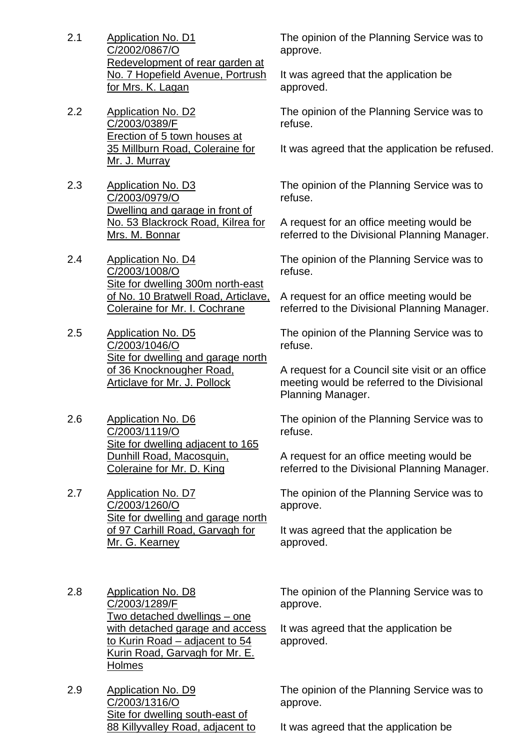2.1 Application No. D1
C/2002/0867/O
Redevelopment of rear garden at No. 7 Hopefield Avenue, Portrush for Mrs. K. Lagan

The opinion of the Planning Service was to approve.

It was agreed that the application be approved.

2.2 Application No. D2
C/2003/0389/F
Erection of 5 town houses at 35 Millburn Road, Coleraine for Mr. J. Murray

The opinion of the Planning Service was to refuse.

It was agreed that the application be refused.

2.3 Application No. D3
C/2003/0979/O
Dwelling and garage in front of No. 53 Blackrock Road, Kilrea for Mrs. M. Bonnar

The opinion of the Planning Service was to refuse.

A request for an office meeting would be referred to the Divisional Planning Manager.

2.4 Application No. D4
C/2003/1008/O
Site for dwelling 300m north-east of No. 10 Bratwell Road, Articlave, Coleraine for Mr. I. Cochrane

The opinion of the Planning Service was to refuse.

A request for an office meeting would be referred to the Divisional Planning Manager.

2.5 Application No. D5
C/2003/1046/O
Site for dwelling and garage north of 36 Knocknougher Road, Articlave for Mr. J. Pollock

The opinion of the Planning Service was to refuse.

A request for a Council site visit or an office meeting would be referred to the Divisional Planning Manager.

2.6 Application No. D6
C/2003/1119/O
Site for dwelling adjacent to 165 Dunhill Road, Macosquin, Coleraine for Mr. D. King

The opinion of the Planning Service was to refuse.

A request for an office meeting would be referred to the Divisional Planning Manager.

2.7 Application No. D7
C/2003/1260/O
Site for dwelling and garage north of 97 Carhill Road, Garvagh for Mr. G. Kearney

The opinion of the Planning Service was to approve.

It was agreed that the application be approved.

2.8 Application No. D8
C/2003/1289/F
Two detached dwellings – one with detached garage and access to Kurin Road – adjacent to 54 Kurin Road, Garvagh for Mr. E. Holmes

The opinion of the Planning Service was to approve.

It was agreed that the application be approved.

2.9 Application No. D9
C/2003/1316/O
Site for dwelling south-east of 88 Killyvalley Road, adjacent to

The opinion of the Planning Service was to approve.

It was agreed that the application be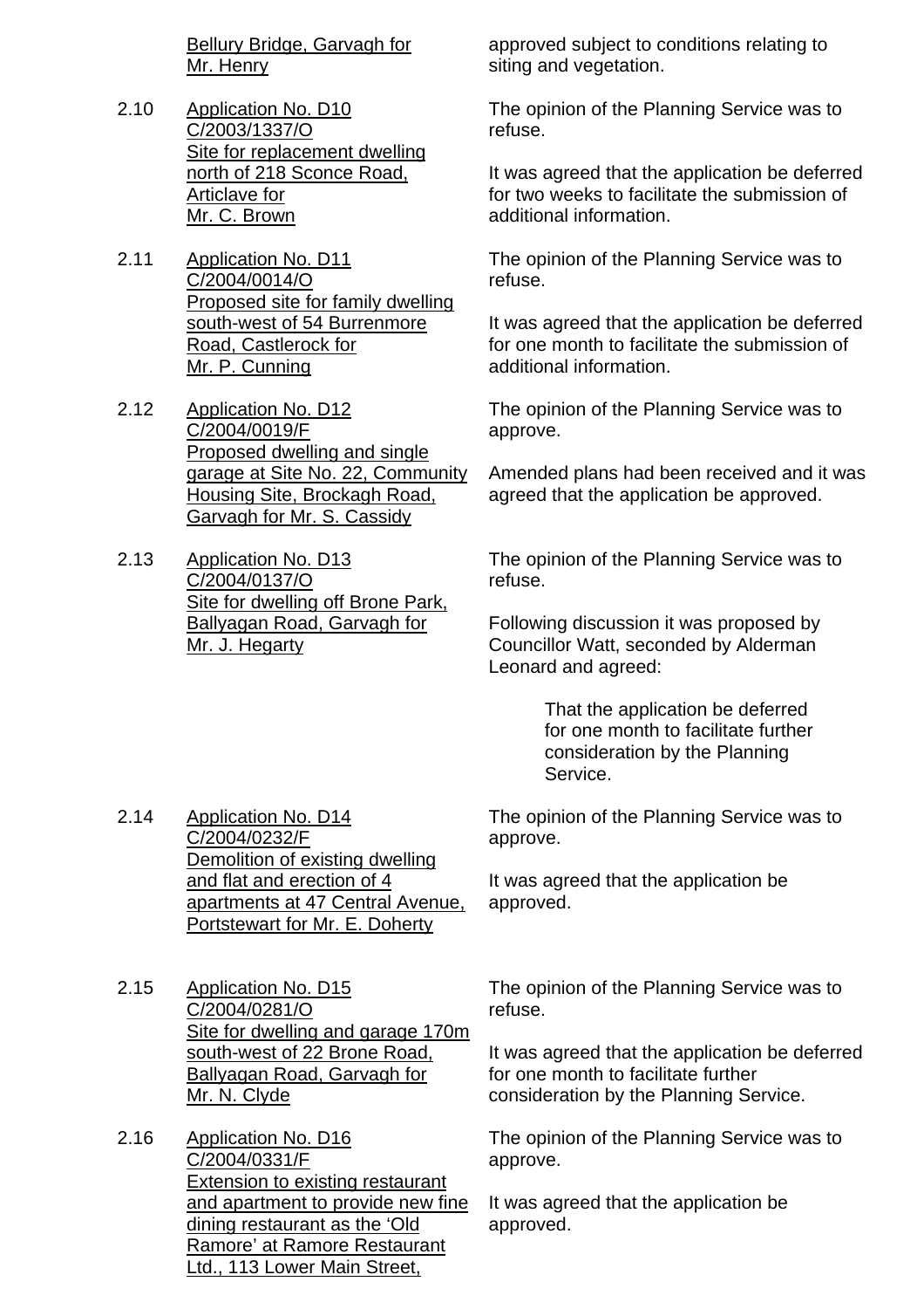Bellury Bridge, Garvagh for Mr. Henry

approved subject to conditions relating to siting and vegetation.

2.10 Application No. D10 C/2003/1337/O Site for replacement dwelling north of 218 Sconce Road, Articlave for Mr. C. Brown

The opinion of the Planning Service was to refuse.

It was agreed that the application be deferred for two weeks to facilitate the submission of additional information.

2.11 Application No. D11 C/2004/0014/O Proposed site for family dwelling south-west of 54 Burrenmore Road, Castlerock for Mr. P. Cunning

The opinion of the Planning Service was to refuse.

It was agreed that the application be deferred for one month to facilitate the submission of additional information.

2.12 Application No. D12 C/2004/0019/F Proposed dwelling and single garage at Site No. 22, Community Housing Site, Brockagh Road, Garvagh for Mr. S. Cassidy

The opinion of the Planning Service was to approve.

Amended plans had been received and it was agreed that the application be approved.

2.13 Application No. D13 C/2004/0137/O Site for dwelling off Brone Park, Ballyagan Road, Garvagh for Mr. J. Hegarty

The opinion of the Planning Service was to refuse.

Following discussion it was proposed by Councillor Watt, seconded by Alderman Leonard and agreed:

> That the application be deferred for one month to facilitate further consideration by the Planning Service.

2.14 Application No. D14 C/2004/0232/F Demolition of existing dwelling and flat and erection of 4 apartments at 47 Central Avenue, Portstewart for Mr. E. Doherty

The opinion of the Planning Service was to approve.

It was agreed that the application be approved.

2.15 Application No. D15 C/2004/0281/O Site for dwelling and garage 170m south-west of 22 Brone Road, Ballyagan Road, Garvagh for Mr. N. Clyde

The opinion of the Planning Service was to refuse.

It was agreed that the application be deferred for one month to facilitate further consideration by the Planning Service.

2.16 Application No. D16 C/2004/0331/F Extension to existing restaurant and apartment to provide new fine dining restaurant as the 'Old Ramore' at Ramore Restaurant Ltd., 113 Lower Main Street,

The opinion of the Planning Service was to approve.

It was agreed that the application be approved.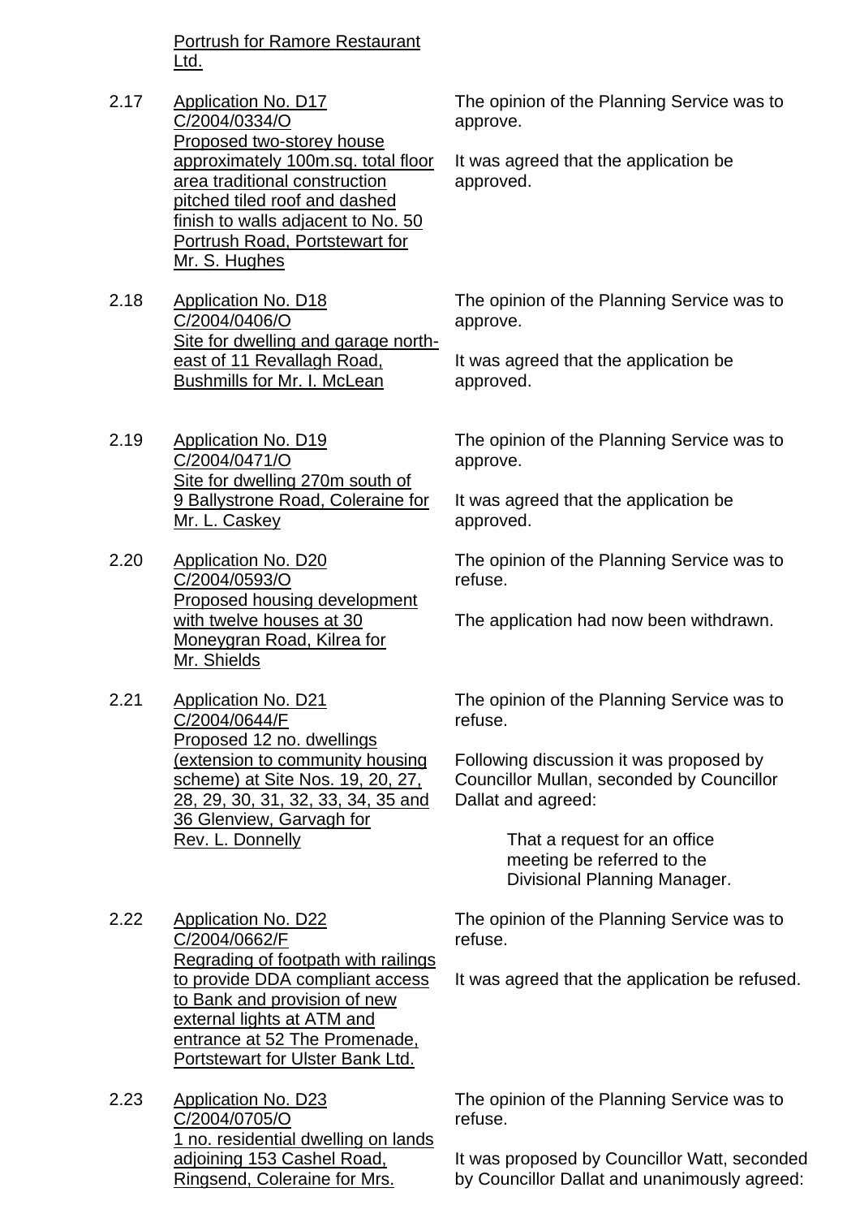Portrush for Ramore Restaurant Ltd.

2.17 Application No. D17
C/2004/0334/O
Proposed two-storey house approximately 100m.sq. total floor area traditional construction pitched tiled roof and dashed finish to walls adjacent to No. 50 Portrush Road, Portstewart for Mr. S. Hughes

The opinion of the Planning Service was to approve.

It was agreed that the application be approved.

2.18 Application No. D18
C/2004/0406/O
Site for dwelling and garage north-east of 11 Revallagh Road, Bushmills for Mr. I. McLean

The opinion of the Planning Service was to approve.

It was agreed that the application be approved.

2.19 Application No. D19
C/2004/0471/O
Site for dwelling 270m south of 9 Ballystrone Road, Coleraine for Mr. L. Caskey

The opinion of the Planning Service was to approve.

It was agreed that the application be approved.

2.20 Application No. D20
C/2004/0593/O
Proposed housing development with twelve houses at 30 Moneygran Road, Kilrea for Mr. Shields

The opinion of the Planning Service was to refuse.

The application had now been withdrawn.

2.21 Application No. D21
C/2004/0644/F
Proposed 12 no. dwellings (extension to community housing scheme) at Site Nos. 19, 20, 27, 28, 29, 30, 31, 32, 33, 34, 35 and 36 Glenview, Garvagh for Rev. L. Donnelly

The opinion of the Planning Service was to refuse.

Following discussion it was proposed by Councillor Mullan, seconded by Councillor Dallat and agreed:

> That a request for an office meeting be referred to the Divisional Planning Manager.

2.22 Application No. D22
C/2004/0662/F
Regrading of footpath with railings to provide DDA compliant access to Bank and provision of new external lights at ATM and entrance at 52 The Promenade, Portstewart for Ulster Bank Ltd.

The opinion of the Planning Service was to refuse.

It was agreed that the application be refused.

2.23 Application No. D23
C/2004/0705/O
1 no. residential dwelling on lands adjoining 153 Cashel Road, Ringsend, Coleraine for Mrs.

The opinion of the Planning Service was to refuse.

It was proposed by Councillor Watt, seconded by Councillor Dallat and unanimously agreed: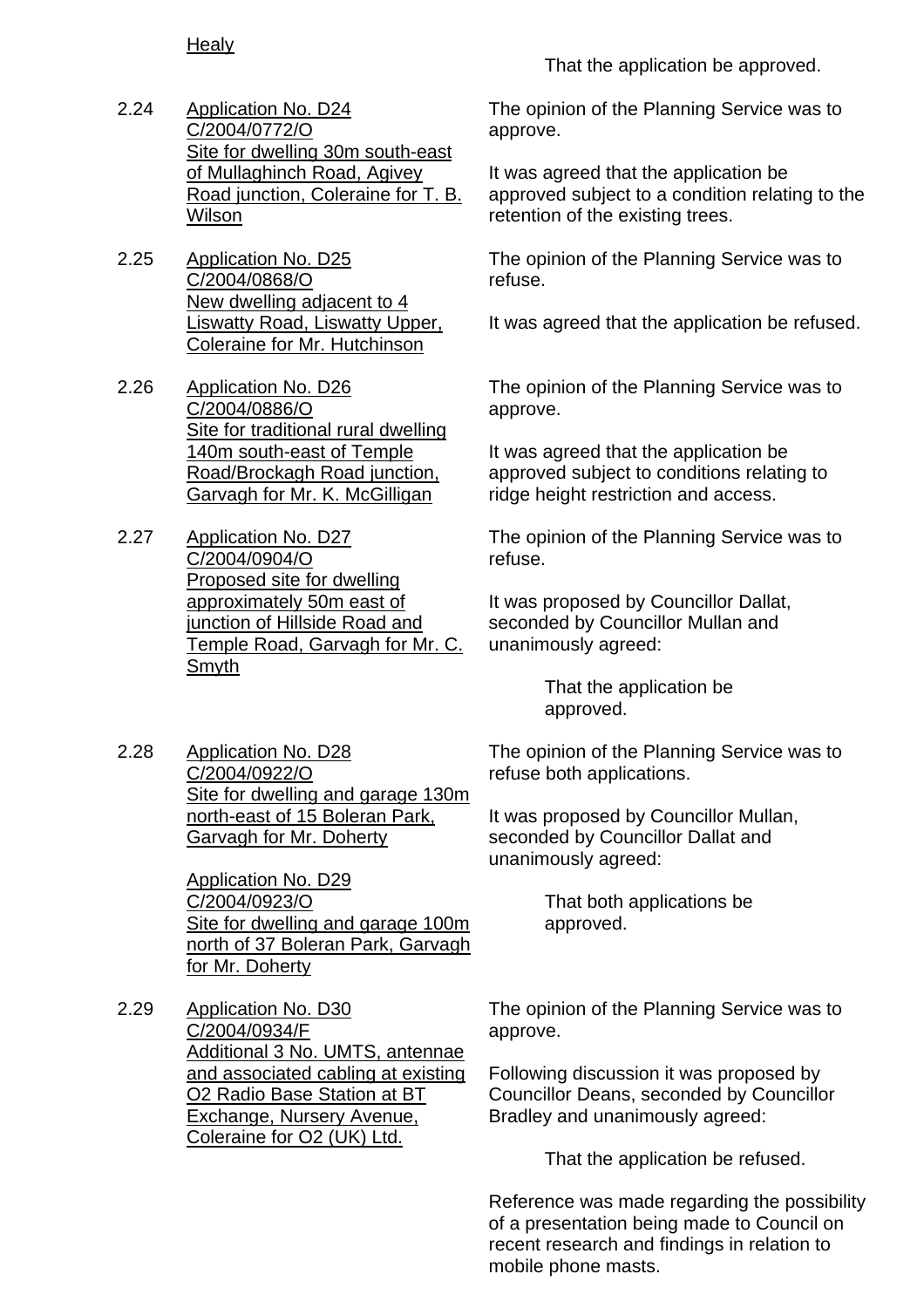Healy

That the application be approved.

2.24 Application No. D24
C/2004/0772/O
Site for dwelling 30m south-east of Mullaghinch Road, Agivey Road junction, Coleraine for T. B. Wilson

The opinion of the Planning Service was to approve.

It was agreed that the application be approved subject to a condition relating to the retention of the existing trees.

2.25 Application No. D25
C/2004/0868/O
New dwelling adjacent to 4 Liswatty Road, Liswatty Upper, Coleraine for Mr. Hutchinson

The opinion of the Planning Service was to refuse.

It was agreed that the application be refused.

2.26 Application No. D26
C/2004/0886/O
Site for traditional rural dwelling 140m south-east of Temple Road/Brockagh Road junction, Garvagh for Mr. K. McGilligan

The opinion of the Planning Service was to approve.

It was agreed that the application be approved subject to conditions relating to ridge height restriction and access.

2.27 Application No. D27
C/2004/0904/O
Proposed site for dwelling approximately 50m east of junction of Hillside Road and Temple Road, Garvagh for Mr. C. Smyth

The opinion of the Planning Service was to refuse.

It was proposed by Councillor Dallat, seconded by Councillor Mullan and unanimously agreed:

That the application be approved.

2.28 Application No. D28
C/2004/0922/O
Site for dwelling and garage 130m north-east of 15 Boleran Park, Garvagh for Mr. Doherty

Application No. D29
C/2004/0923/O
Site for dwelling and garage 100m north of 37 Boleran Park, Garvagh for Mr. Doherty

The opinion of the Planning Service was to refuse both applications.

It was proposed by Councillor Mullan, seconded by Councillor Dallat and unanimously agreed:

That both applications be approved.

2.29 Application No. D30
C/2004/0934/F
Additional 3 No. UMTS, antennae and associated cabling at existing O2 Radio Base Station at BT Exchange, Nursery Avenue, Coleraine for O2 (UK) Ltd.

The opinion of the Planning Service was to approve.

Following discussion it was proposed by Councillor Deans, seconded by Councillor Bradley and unanimously agreed:

That the application be refused.

Reference was made regarding the possibility of a presentation being made to Council on recent research and findings in relation to mobile phone masts.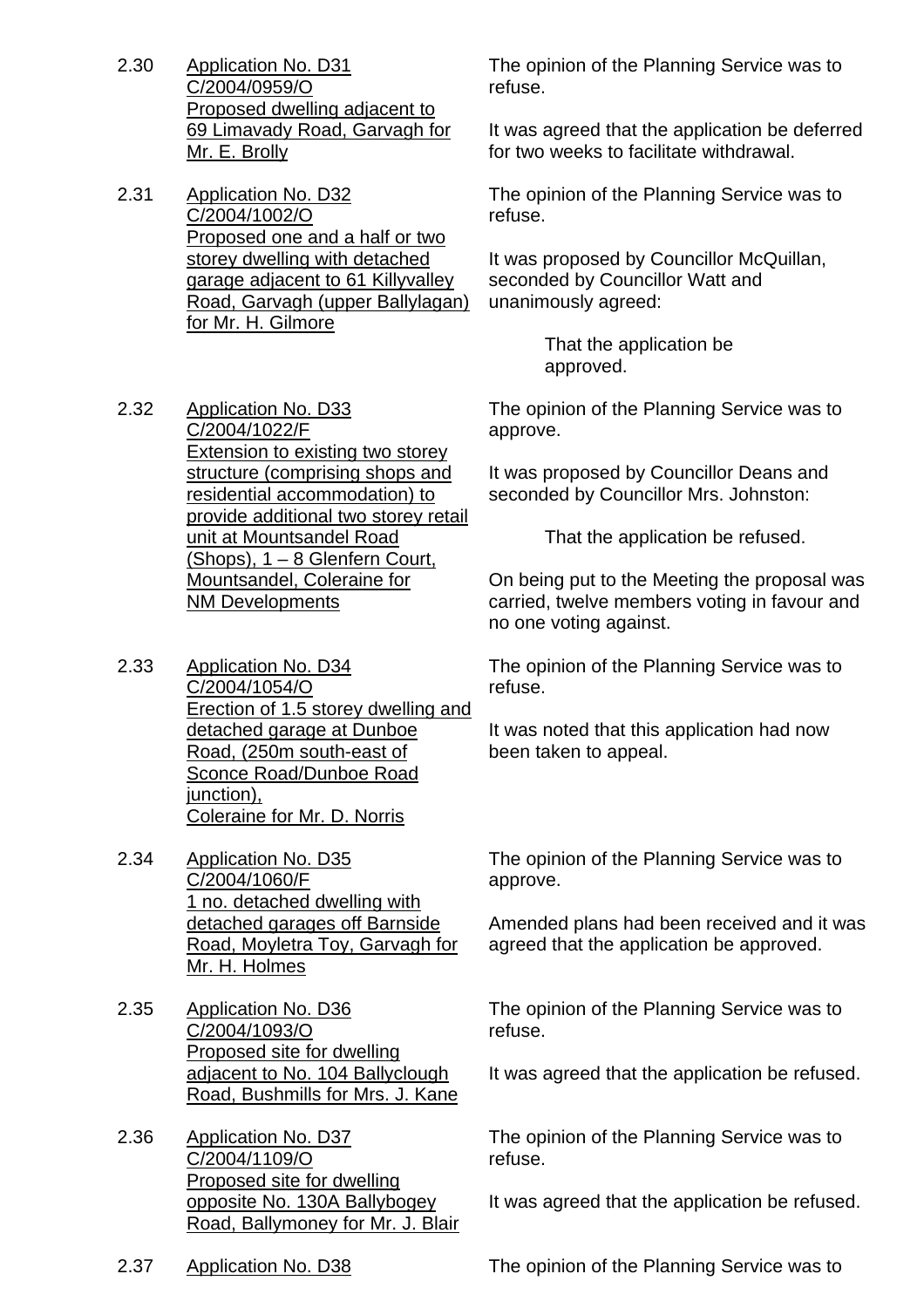2.30 Application No. D31
C/2004/0959/O
Proposed dwelling adjacent to 69 Limavady Road, Garvagh for Mr. E. Brolly

The opinion of the Planning Service was to refuse.

It was agreed that the application be deferred for two weeks to facilitate withdrawal.

2.31 Application No. D32
C/2004/1002/O
Proposed one and a half or two storey dwelling with detached garage adjacent to 61 Killyvalley Road, Garvagh (upper Ballylagan) for Mr. H. Gilmore

The opinion of the Planning Service was to refuse.

It was proposed by Councillor McQuillan, seconded by Councillor Watt and unanimously agreed:

> That the application be approved.

2.32 Application No. D33
C/2004/1022/F
Extension to existing two storey structure (comprising shops and residential accommodation) to provide additional two storey retail unit at Mountsandel Road (Shops), 1 – 8 Glenfern Court, Mountsandel, Coleraine for NM Developments

The opinion of the Planning Service was to approve.

It was proposed by Councillor Deans and seconded by Councillor Mrs. Johnston:

> That the application be refused.

On being put to the Meeting the proposal was carried, twelve members voting in favour and no one voting against.

2.33 Application No. D34
C/2004/1054/O
Erection of 1.5 storey dwelling and detached garage at Dunboe Road, (250m south-east of Sconce Road/Dunboe Road junction), Coleraine for Mr. D. Norris

The opinion of the Planning Service was to refuse.

It was noted that this application had now been taken to appeal.

2.34 Application No. D35
C/2004/1060/F
1 no. detached dwelling with detached garages off Barnside Road, Moyletra Toy, Garvagh for Mr. H. Holmes

The opinion of the Planning Service was to approve.

Amended plans had been received and it was agreed that the application be approved.

2.35 Application No. D36
C/2004/1093/O
Proposed site for dwelling adjacent to No. 104 Ballyclough Road, Bushmills for Mrs. J. Kane

The opinion of the Planning Service was to refuse.

It was agreed that the application be refused.

2.36 Application No. D37
C/2004/1109/O
Proposed site for dwelling opposite No. 130A Ballybogey Road, Ballymoney for Mr. J. Blair

The opinion of the Planning Service was to refuse.

It was agreed that the application be refused.

2.37 Application No. D38

The opinion of the Planning Service was to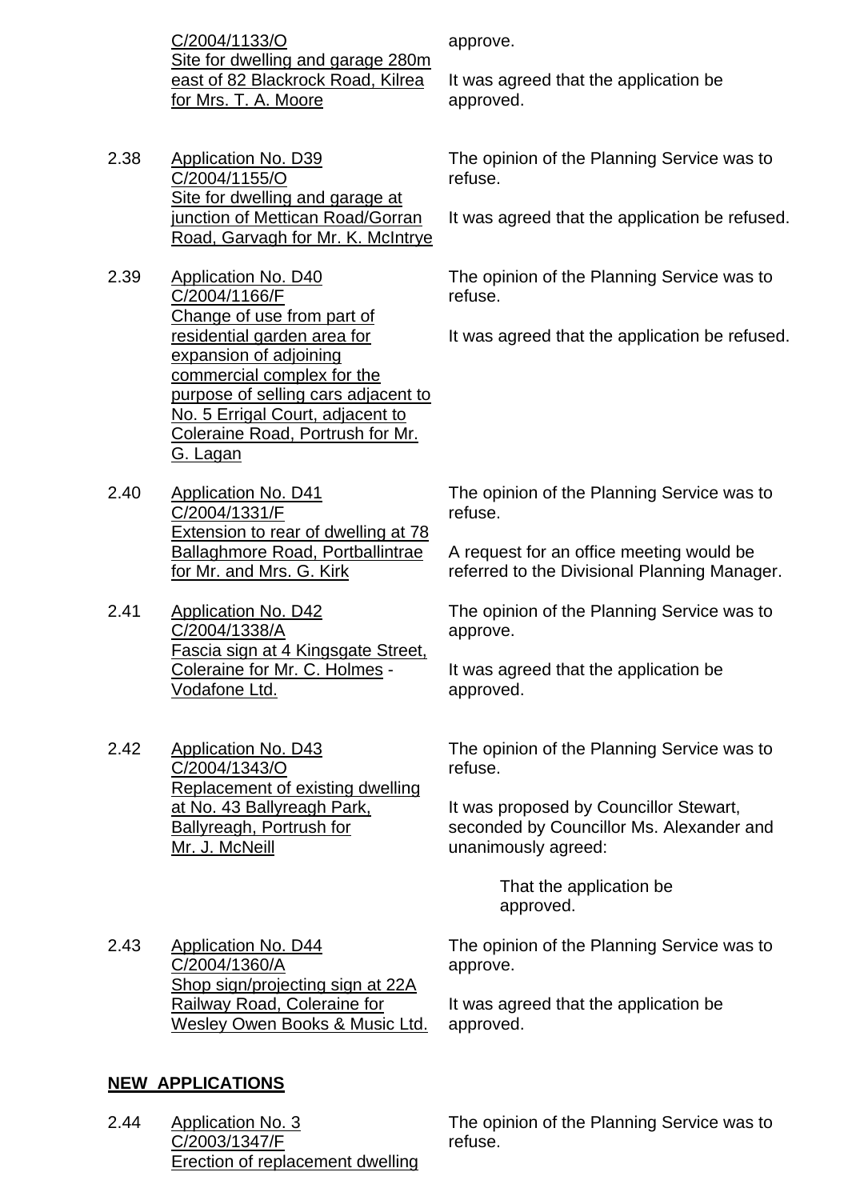C/2004/1133/O
Site for dwelling and garage 280m east of 82 Blackrock Road, Kilrea for Mrs. T. A. Moore

approve.

It was agreed that the application be approved.

2.38 Application No. D39
C/2004/1155/O
Site for dwelling and garage at junction of Mettican Road/Gorran Road, Garvagh for Mr. K. McIntrye

The opinion of the Planning Service was to refuse.

It was agreed that the application be refused.

2.39 Application No. D40
C/2004/1166/F
Change of use from part of residential garden area for expansion of adjoining commercial complex for the purpose of selling cars adjacent to No. 5 Errigal Court, adjacent to Coleraine Road, Portrush for Mr. G. Lagan

The opinion of the Planning Service was to refuse.

It was agreed that the application be refused.

2.40 Application No. D41
C/2004/1331/F
Extension to rear of dwelling at 78 Ballaghmore Road, Portballintrae for Mr. and Mrs. G. Kirk

The opinion of the Planning Service was to refuse.

A request for an office meeting would be referred to the Divisional Planning Manager.

2.41 Application No. D42
C/2004/1338/A
Fascia sign at 4 Kingsgate Street, Coleraine for Mr. C. Holmes - Vodafone Ltd.

The opinion of the Planning Service was to approve.

It was agreed that the application be approved.

2.42 Application No. D43
C/2004/1343/O
Replacement of existing dwelling at No. 43 Ballyreagh Park, Ballyreagh, Portrush for Mr. J. McNeill

The opinion of the Planning Service was to refuse.

It was proposed by Councillor Stewart, seconded by Councillor Ms. Alexander and unanimously agreed:

> That the application be approved.

2.43 Application No. D44
C/2004/1360/A
Shop sign/projecting sign at 22A Railway Road, Coleraine for Wesley Owen Books & Music Ltd.

The opinion of the Planning Service was to approve.

It was agreed that the application be approved.

**NEW APPLICATIONS**

2.44 Application No. 3
C/2003/1347/F
Erection of replacement dwelling

The opinion of the Planning Service was to refuse.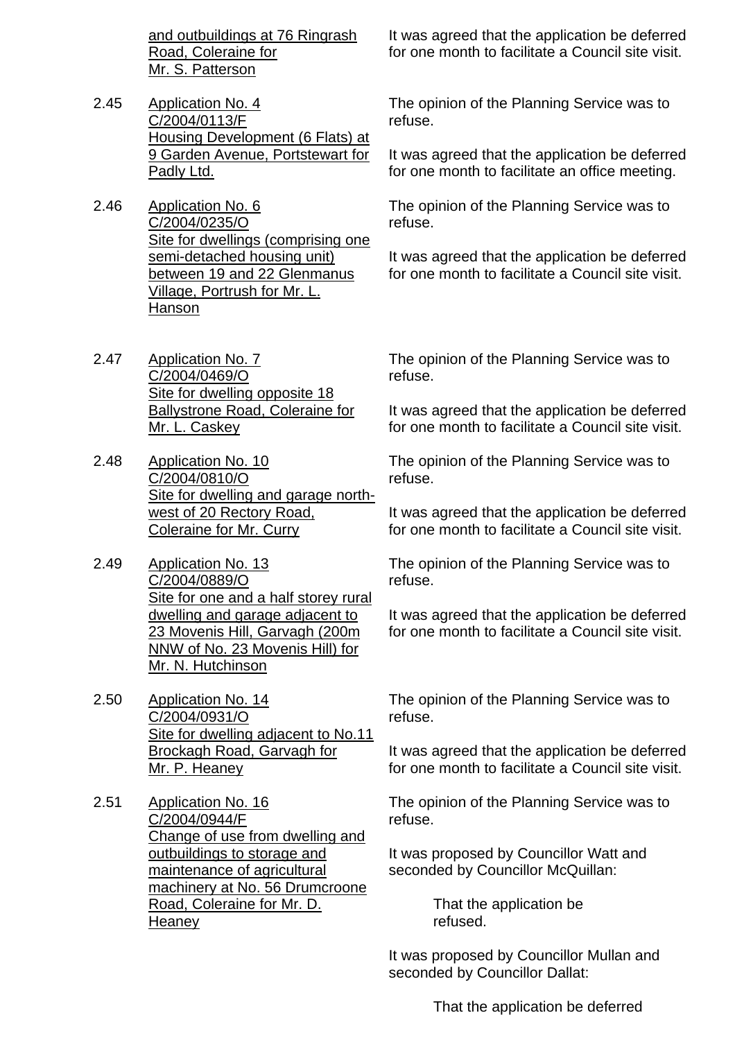and outbuildings at 76 Ringrash Road, Coleraine for Mr. S. Patterson

It was agreed that the application be deferred for one month to facilitate a Council site visit.

2.45 Application No. 4
C/2004/0113/F
Housing Development (6 Flats) at 9 Garden Avenue, Portstewart for Padly Ltd.

The opinion of the Planning Service was to refuse.

It was agreed that the application be deferred for one month to facilitate an office meeting.

2.46 Application No. 6
C/2004/0235/O
Site for dwellings (comprising one semi-detached housing unit) between 19 and 22 Glenmanus Village, Portrush for Mr. L. Hanson

The opinion of the Planning Service was to refuse.

It was agreed that the application be deferred for one month to facilitate a Council site visit.

2.47 Application No. 7
C/2004/0469/O
Site for dwelling opposite 18 Ballystrone Road, Coleraine for Mr. L. Caskey

The opinion of the Planning Service was to refuse.

It was agreed that the application be deferred for one month to facilitate a Council site visit.

2.48 Application No. 10
C/2004/0810/O
Site for dwelling and garage north-west of 20 Rectory Road, Coleraine for Mr. Curry

The opinion of the Planning Service was to refuse.

It was agreed that the application be deferred for one month to facilitate a Council site visit.

2.49 Application No. 13
C/2004/0889/O
Site for one and a half storey rural dwelling and garage adjacent to 23 Movenis Hill, Garvagh (200m NNW of No. 23 Movenis Hill) for Mr. N. Hutchinson

The opinion of the Planning Service was to refuse.

It was agreed that the application be deferred for one month to facilitate a Council site visit.

2.50 Application No. 14
C/2004/0931/O
Site for dwelling adjacent to No.11 Brockagh Road, Garvagh for Mr. P. Heaney

The opinion of the Planning Service was to refuse.

It was agreed that the application be deferred for one month to facilitate a Council site visit.

2.51 Application No. 16
C/2004/0944/F
Change of use from dwelling and outbuildings to storage and maintenance of agricultural machinery at No. 56 Drumcroone Road, Coleraine for Mr. D. Heaney

The opinion of the Planning Service was to refuse.

It was proposed by Councillor Watt and seconded by Councillor McQuillan:

> That the application be refused.

It was proposed by Councillor Mullan and seconded by Councillor Dallat:

> That the application be deferred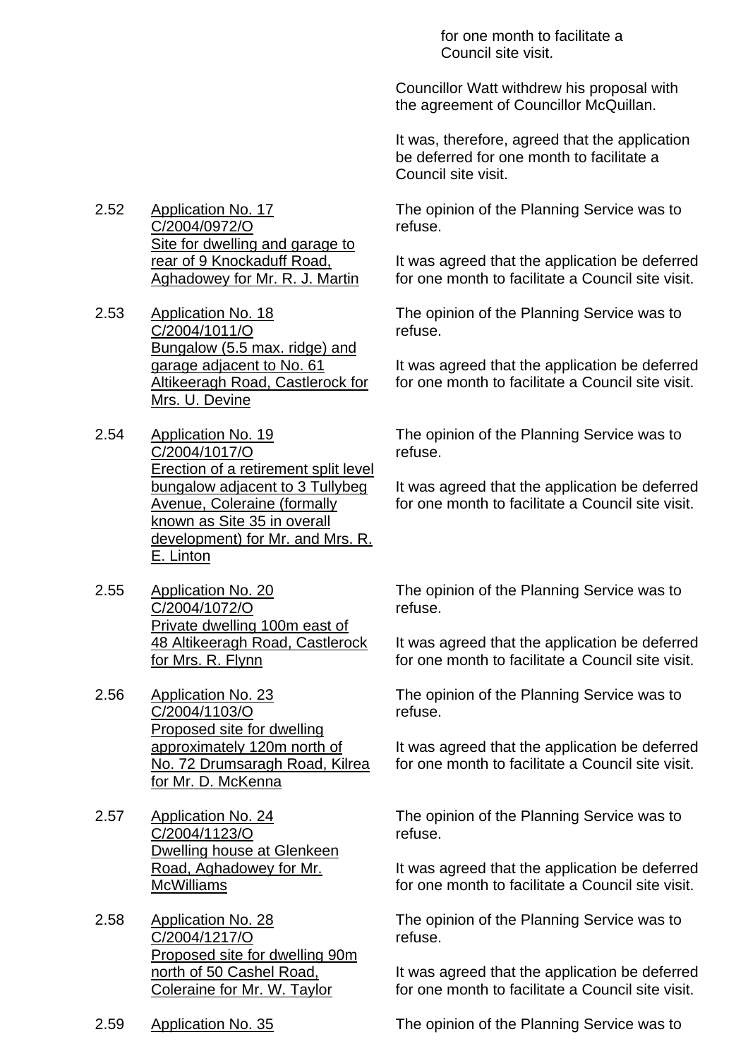for one month to facilitate a Council site visit.

Councillor Watt withdrew his proposal with the agreement of Councillor McQuillan.

It was, therefore, agreed that the application be deferred for one month to facilitate a Council site visit.

2.52 Application No. 17 C/2004/0972/O Site for dwelling and garage to rear of 9 Knockaduff Road, Aghadowey for Mr. R. J. Martin

The opinion of the Planning Service was to refuse.

It was agreed that the application be deferred for one month to facilitate a Council site visit.

2.53 Application No. 18 C/2004/1011/O Bungalow (5.5 max. ridge) and garage adjacent to No. 61 Altikeeragh Road, Castlerock for Mrs. U. Devine

The opinion of the Planning Service was to refuse.

It was agreed that the application be deferred for one month to facilitate a Council site visit.

2.54 Application No. 19 C/2004/1017/O Erection of a retirement split level bungalow adjacent to 3 Tullybeg Avenue, Coleraine (formally known as Site 35 in overall development) for Mr. and Mrs. R. E. Linton

The opinion of the Planning Service was to refuse.

It was agreed that the application be deferred for one month to facilitate a Council site visit.

2.55 Application No. 20 C/2004/1072/O Private dwelling 100m east of 48 Altikeeragh Road, Castlerock for Mrs. R. Flynn

The opinion of the Planning Service was to refuse.

It was agreed that the application be deferred for one month to facilitate a Council site visit.

2.56 Application No. 23 C/2004/1103/O Proposed site for dwelling approximately 120m north of No. 72 Drumsaragh Road, Kilrea for Mr. D. McKenna

The opinion of the Planning Service was to refuse.

It was agreed that the application be deferred for one month to facilitate a Council site visit.

2.57 Application No. 24 C/2004/1123/O Dwelling house at Glenkeen Road, Aghadowey for Mr. McWilliams

The opinion of the Planning Service was to refuse.

It was agreed that the application be deferred for one month to facilitate a Council site visit.

2.58 Application No. 28 C/2004/1217/O Proposed site for dwelling 90m north of 50 Cashel Road, Coleraine for Mr. W. Taylor

The opinion of the Planning Service was to refuse.

It was agreed that the application be deferred for one month to facilitate a Council site visit.

2.59 Application No. 35

The opinion of the Planning Service was to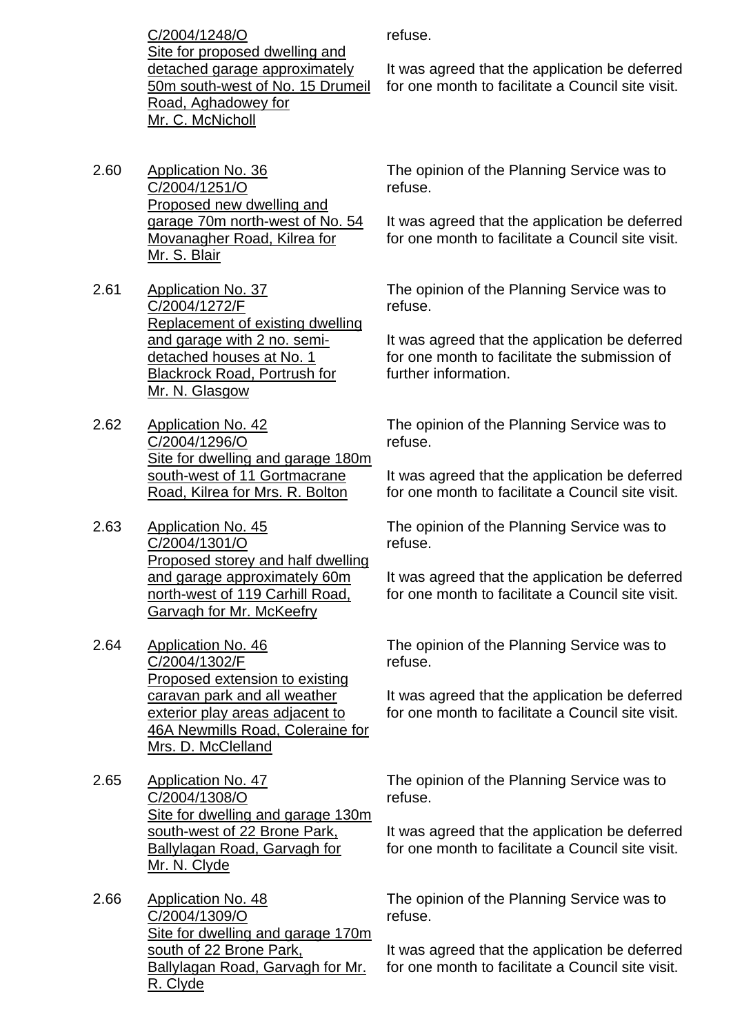C/2004/1248/O
Site for proposed dwelling and detached garage approximately 50m south-west of No. 15 Drumeil Road, Aghadowey for Mr. C. McNicholl

refuse.

It was agreed that the application be deferred for one month to facilitate a Council site visit.

2.60 Application No. 36
C/2004/1251/O
Proposed new dwelling and garage 70m north-west of No. 54 Movanagher Road, Kilrea for Mr. S. Blair

The opinion of the Planning Service was to refuse.

It was agreed that the application be deferred for one month to facilitate a Council site visit.

2.61 Application No. 37
C/2004/1272/F
Replacement of existing dwelling and garage with 2 no. semi-detached houses at No. 1 Blackrock Road, Portrush for Mr. N. Glasgow

The opinion of the Planning Service was to refuse.

It was agreed that the application be deferred for one month to facilitate the submission of further information.

2.62 Application No. 42
C/2004/1296/O
Site for dwelling and garage 180m south-west of 11 Gortmacrane Road, Kilrea for Mrs. R. Bolton

The opinion of the Planning Service was to refuse.

It was agreed that the application be deferred for one month to facilitate a Council site visit.

2.63 Application No. 45
C/2004/1301/O
Proposed storey and half dwelling and garage approximately 60m north-west of 119 Carhill Road, Garvagh for Mr. McKeefry

The opinion of the Planning Service was to refuse.

It was agreed that the application be deferred for one month to facilitate a Council site visit.

2.64 Application No. 46
C/2004/1302/F
Proposed extension to existing caravan park and all weather exterior play areas adjacent to 46A Newmills Road, Coleraine for Mrs. D. McClelland

The opinion of the Planning Service was to refuse.

It was agreed that the application be deferred for one month to facilitate a Council site visit.

2.65 Application No. 47
C/2004/1308/O
Site for dwelling and garage 130m south-west of 22 Brone Park, Ballylagan Road, Garvagh for Mr. N. Clyde

The opinion of the Planning Service was to refuse.

It was agreed that the application be deferred for one month to facilitate a Council site visit.

2.66 Application No. 48
C/2004/1309/O
Site for dwelling and garage 170m south of 22 Brone Park, Ballylagan Road, Garvagh for Mr. R. Clyde

The opinion of the Planning Service was to refuse.

It was agreed that the application be deferred for one month to facilitate a Council site visit.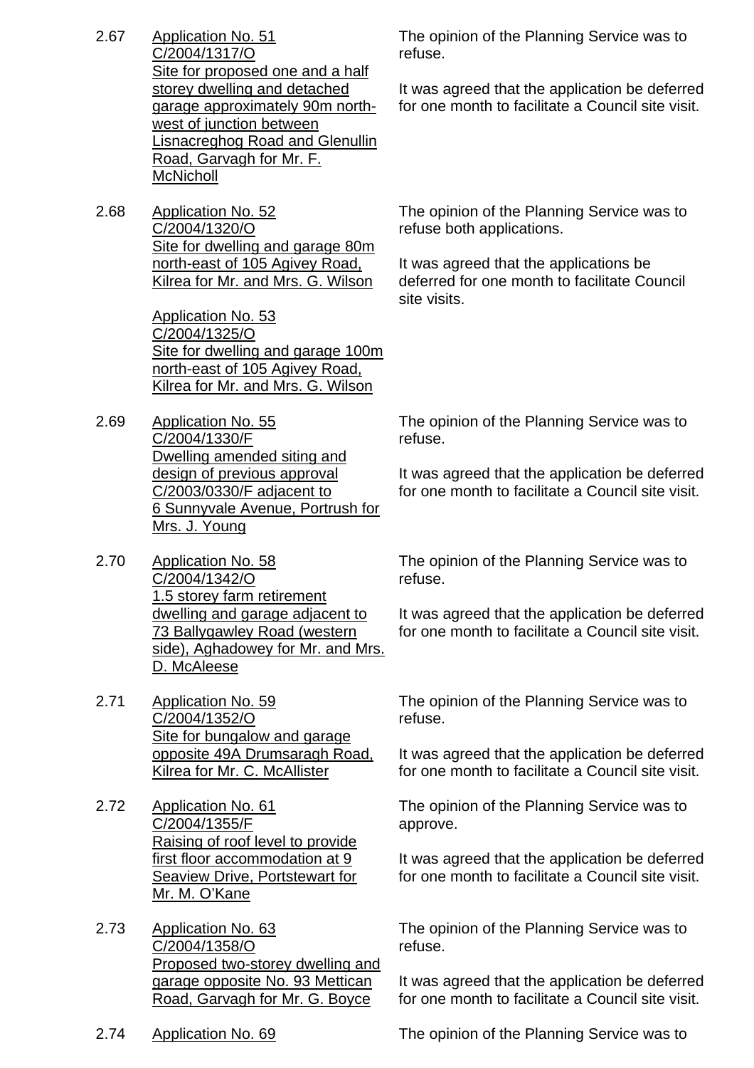2.67 Application No. 51
C/2004/1317/O
Site for proposed one and a half storey dwelling and detached garage approximately 90m north-west of junction between Lisnacreghog Road and Glenullin Road, Garvagh for Mr. F. McNicholl

The opinion of the Planning Service was to refuse.

It was agreed that the application be deferred for one month to facilitate a Council site visit.

2.68 Application No. 52
C/2004/1320/O
Site for dwelling and garage 80m north-east of 105 Agivey Road, Kilrea for Mr. and Mrs. G. Wilson

Application No. 53
C/2004/1325/O
Site for dwelling and garage 100m north-east of 105 Agivey Road, Kilrea for Mr. and Mrs. G. Wilson

The opinion of the Planning Service was to refuse both applications.

It was agreed that the applications be deferred for one month to facilitate Council site visits.

2.69 Application No. 55
C/2004/1330/F
Dwelling amended siting and design of previous approval C/2003/0330/F adjacent to 6 Sunnyvale Avenue, Portrush for Mrs. J. Young

The opinion of the Planning Service was to refuse.

It was agreed that the application be deferred for one month to facilitate a Council site visit.

2.70 Application No. 58
C/2004/1342/O
1.5 storey farm retirement dwelling and garage adjacent to 73 Ballygawley Road (western side), Aghadowey for Mr. and Mrs. D. McAleese

The opinion of the Planning Service was to refuse.

It was agreed that the application be deferred for one month to facilitate a Council site visit.

2.71 Application No. 59
C/2004/1352/O
Site for bungalow and garage opposite 49A Drumsaragh Road, Kilrea for Mr. C. McAllister

The opinion of the Planning Service was to refuse.

It was agreed that the application be deferred for one month to facilitate a Council site visit.

2.72 Application No. 61
C/2004/1355/F
Raising of roof level to provide first floor accommodation at 9 Seaview Drive, Portstewart for Mr. M. O'Kane

The opinion of the Planning Service was to approve.

It was agreed that the application be deferred for one month to facilitate a Council site visit.

2.73 Application No. 63
C/2004/1358/O
Proposed two-storey dwelling and garage opposite No. 93 Mettican Road, Garvagh for Mr. G. Boyce

The opinion of the Planning Service was to refuse.

It was agreed that the application be deferred for one month to facilitate a Council site visit.

2.74 Application No. 69

The opinion of the Planning Service was to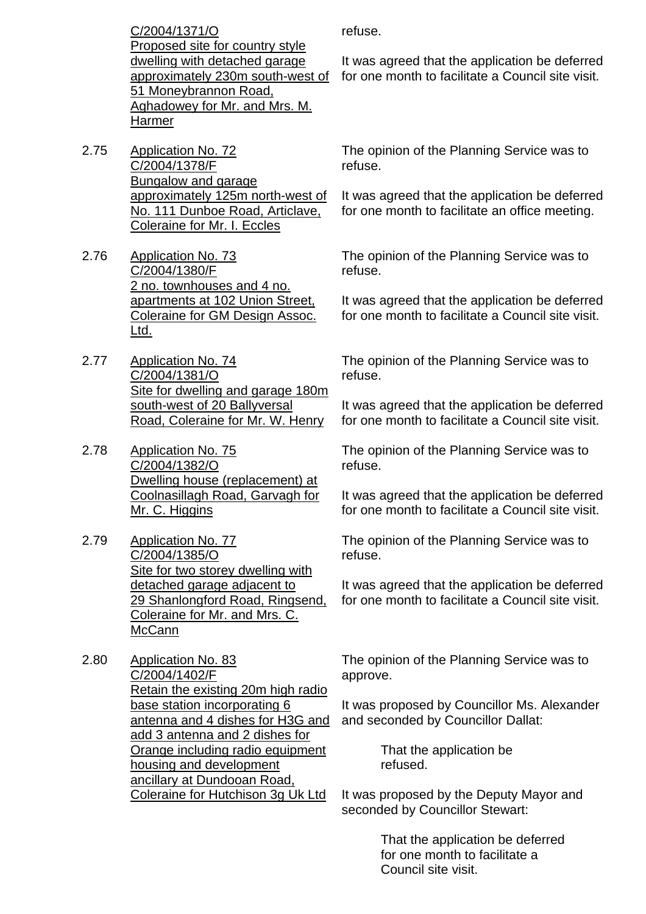C/2004/1371/O
Proposed site for country style dwelling with detached garage approximately 230m south-west of 51 Moneybrannon Road, Aghadowey for Mr. and Mrs. M. Harmer

refuse.

It was agreed that the application be deferred for one month to facilitate a Council site visit.

2.75 Application No. 72
C/2004/1378/F
Bungalow and garage approximately 125m north-west of No. 111 Dunboe Road, Articlave, Coleraine for Mr. I. Eccles

The opinion of the Planning Service was to refuse.

It was agreed that the application be deferred for one month to facilitate an office meeting.

2.76 Application No. 73
C/2004/1380/F
2 no. townhouses and 4 no. apartments at 102 Union Street, Coleraine for GM Design Assoc. Ltd.

The opinion of the Planning Service was to refuse.

It was agreed that the application be deferred for one month to facilitate a Council site visit.

2.77 Application No. 74
C/2004/1381/O
Site for dwelling and garage 180m south-west of 20 Ballyversal Road, Coleraine for Mr. W. Henry

The opinion of the Planning Service was to refuse.

It was agreed that the application be deferred for one month to facilitate a Council site visit.

2.78 Application No. 75
C/2004/1382/O
Dwelling house (replacement) at Coolnasillagh Road, Garvagh for Mr. C. Higgins

The opinion of the Planning Service was to refuse.

It was agreed that the application be deferred for one month to facilitate a Council site visit.

2.79 Application No. 77
C/2004/1385/O
Site for two storey dwelling with detached garage adjacent to 29 Shanlongford Road, Ringsend, Coleraine for Mr. and Mrs. C. McCann

The opinion of the Planning Service was to refuse.

It was agreed that the application be deferred for one month to facilitate a Council site visit.

2.80 Application No. 83
C/2004/1402/F
Retain the existing 20m high radio base station incorporating 6 antenna and 4 dishes for H3G and add 3 antenna and 2 dishes for Orange including radio equipment housing and development ancillary at Dundooan Road, Coleraine for Hutchison 3g Uk Ltd

The opinion of the Planning Service was to approve.

It was proposed by Councillor Ms. Alexander and seconded by Councillor Dallat:

> That the application be refused.

It was proposed by the Deputy Mayor and seconded by Councillor Stewart:

> That the application be deferred for one month to facilitate a Council site visit.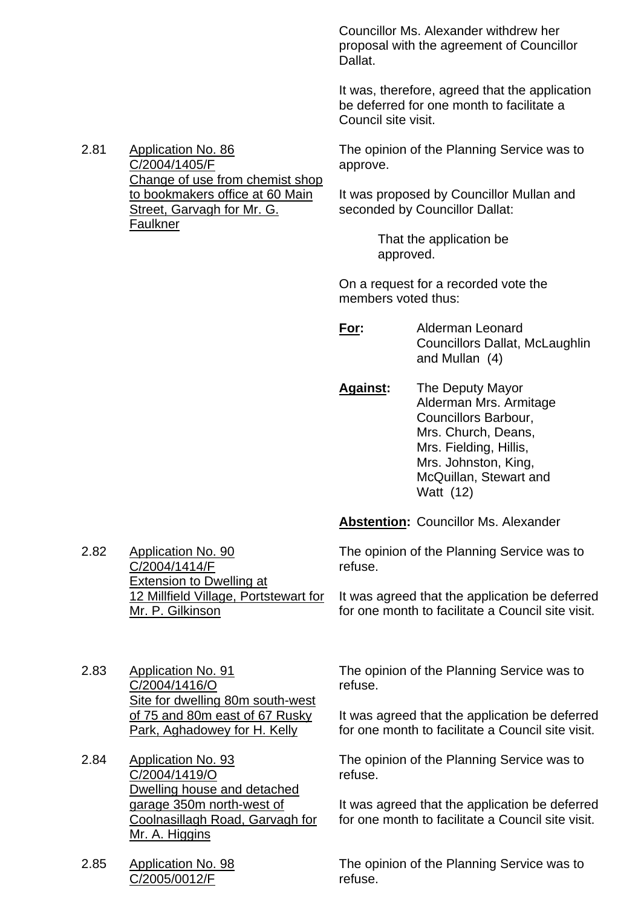Councillor Ms. Alexander withdrew her proposal with the agreement of Councillor Dallat.

It was, therefore, agreed that the application be deferred for one month to facilitate a Council site visit.

2.81 Application No. 86
C/2004/1405/F
Change of use from chemist shop to bookmakers office at 60 Main Street, Garvagh for Mr. G. Faulkner

The opinion of the Planning Service was to approve.

It was proposed by Councillor Mullan and seconded by Councillor Dallat:

> That the application be approved.

On a request for a recorded vote the members voted thus:

**For:** Alderman Leonard
Councillors Dallat, McLaughlin and Mullan (4)

**Against:** The Deputy Mayor
Alderman Mrs. Armitage
Councillors Barbour, Mrs. Church, Deans, Mrs. Fielding, Hillis, Mrs. Johnston, King, McQuillan, Stewart and Watt (12)

**Abstention:** Councillor Ms. Alexander

2.82 Application No. 90
C/2004/1414/F
Extension to Dwelling at 12 Millfield Village, Portstewart for Mr. P. Gilkinson

The opinion of the Planning Service was to refuse.

It was agreed that the application be deferred for one month to facilitate a Council site visit.

2.83 Application No. 91
C/2004/1416/O
Site for dwelling 80m south-west of 75 and 80m east of 67 Rusky Park, Aghadowey for H. Kelly

The opinion of the Planning Service was to refuse.

It was agreed that the application be deferred for one month to facilitate a Council site visit.

2.84 Application No. 93
C/2004/1419/O
Dwelling house and detached garage 350m north-west of Coolnasillagh Road, Garvagh for Mr. A. Higgins

The opinion of the Planning Service was to refuse.

It was agreed that the application be deferred for one month to facilitate a Council site visit.

2.85 Application No. 98
C/2005/0012/F

The opinion of the Planning Service was to refuse.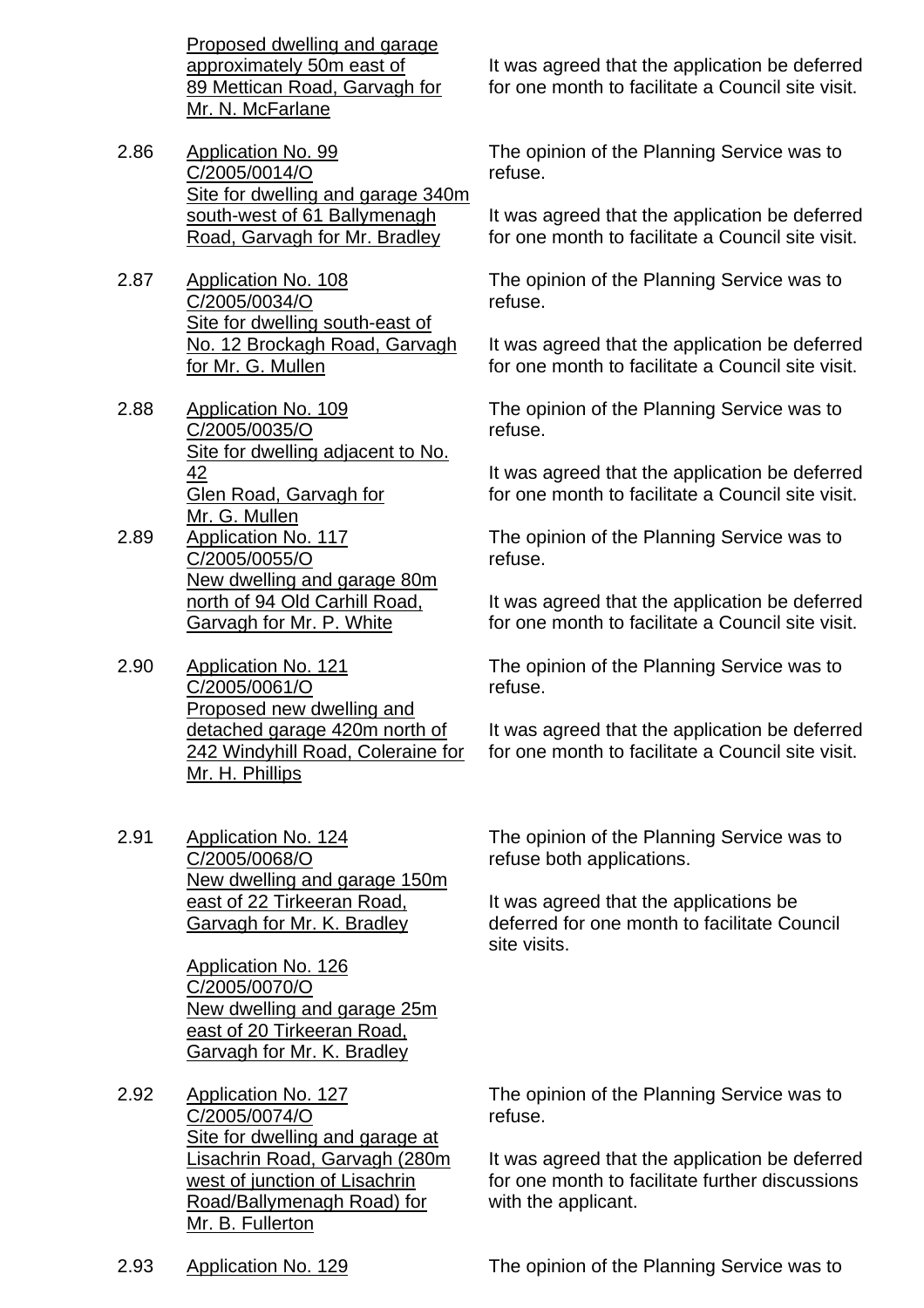<u>Proposed dwelling and garage approximately 50m east of 89 Mettican Road, Garvagh for Mr. N. McFarlane</u>

It was agreed that the application be deferred for one month to facilitate a Council site visit.

2.86 <u>Application No. 99</u>
<u>C/2005/0014/O</u>
<u>Site for dwelling and garage 340m south-west of 61 Ballymenagh Road, Garvagh for Mr. Bradley</u>

The opinion of the Planning Service was to refuse.

It was agreed that the application be deferred for one month to facilitate a Council site visit.

2.87 <u>Application No. 108</u>
<u>C/2005/0034/O</u>
<u>Site for dwelling south-east of No. 12 Brockagh Road, Garvagh for Mr. G. Mullen</u>

The opinion of the Planning Service was to refuse.

It was agreed that the application be deferred for one month to facilitate a Council site visit.

2.88 <u>Application No. 109</u>
<u>C/2005/0035/O</u>
<u>Site for dwelling adjacent to No. 42 Glen Road, Garvagh for Mr. G. Mullen</u>

The opinion of the Planning Service was to refuse.

It was agreed that the application be deferred for one month to facilitate a Council site visit.

2.89 <u>Application No. 117</u>
<u>C/2005/0055/O</u>
<u>New dwelling and garage 80m north of 94 Old Carhill Road, Garvagh for Mr. P. White</u>

The opinion of the Planning Service was to refuse.

It was agreed that the application be deferred for one month to facilitate a Council site visit.

2.90 <u>Application No. 121</u>
<u>C/2005/0061/O</u>
<u>Proposed new dwelling and detached garage 420m north of 242 Windyhill Road, Coleraine for Mr. H. Phillips</u>

The opinion of the Planning Service was to refuse.

It was agreed that the application be deferred for one month to facilitate a Council site visit.

2.91 <u>Application No. 124</u>
<u>C/2005/0068/O</u>
<u>New dwelling and garage 150m east of 22 Tirkeeran Road, Garvagh for Mr. K. Bradley</u>

<u>Application No. 126</u>
<u>C/2005/0070/O</u>
<u>New dwelling and garage 25m east of 20 Tirkeeran Road, Garvagh for Mr. K. Bradley</u>

The opinion of the Planning Service was to refuse both applications.

It was agreed that the applications be deferred for one month to facilitate Council site visits.

2.92 <u>Application No. 127</u>
<u>C/2005/0074/O</u>
<u>Site for dwelling and garage at Lisachrin Road, Garvagh (280m west of junction of Lisachrin Road/Ballymenagh Road) for Mr. B. Fullerton</u>

The opinion of the Planning Service was to refuse.

It was agreed that the application be deferred for one month to facilitate further discussions with the applicant.

2.93 <u>Application No. 129</u>

The opinion of the Planning Service was to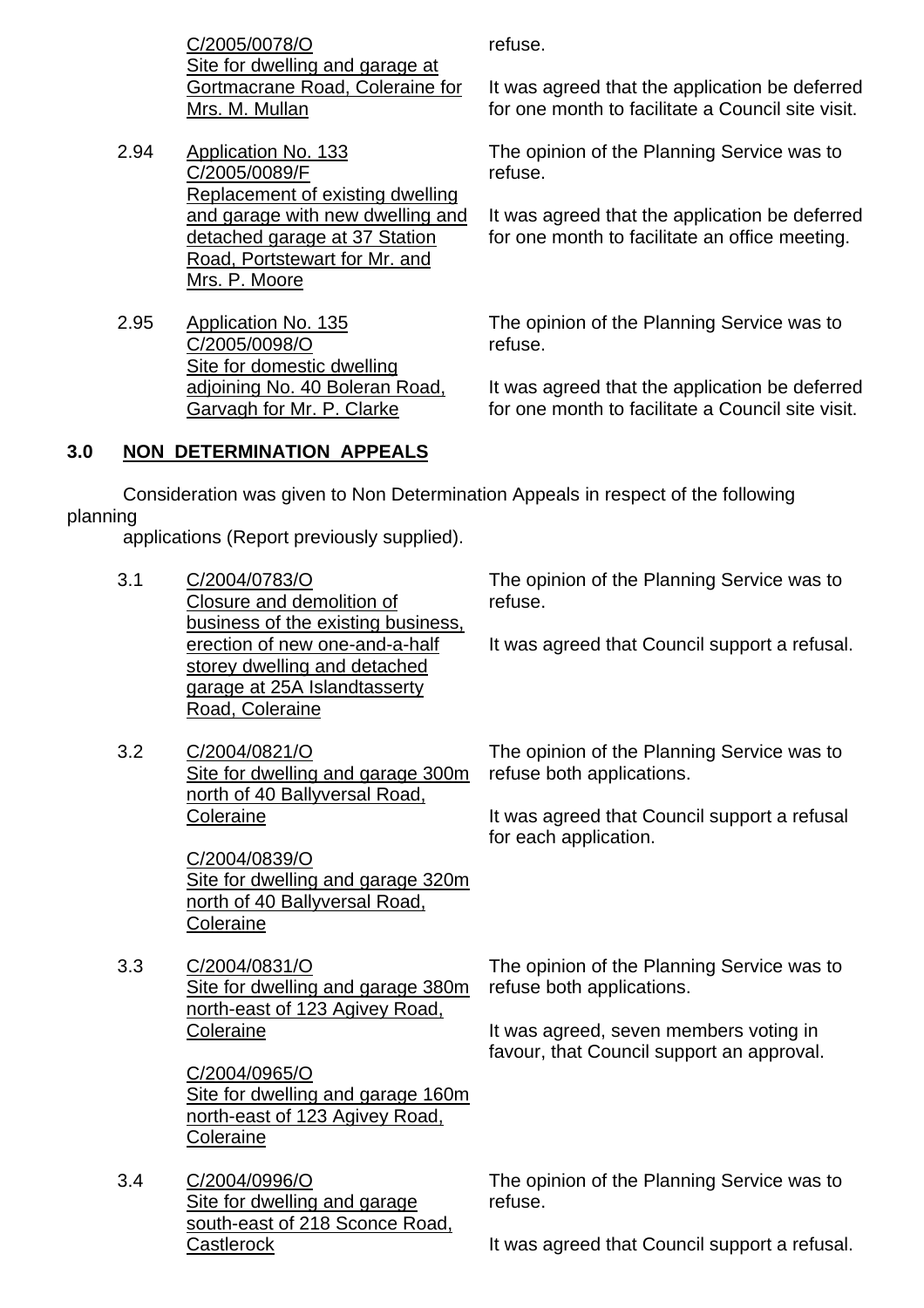C/2005/0078/O
Site for dwelling and garage at Gortmacrane Road, Coleraine for Mrs. M. Mullan

refuse.

It was agreed that the application be deferred for one month to facilitate a Council site visit.

2.94 Application No. 133
C/2005/0089/F
Replacement of existing dwelling and garage with new dwelling and detached garage at 37 Station Road, Portstewart for Mr. and Mrs. P. Moore

The opinion of the Planning Service was to refuse.

It was agreed that the application be deferred for one month to facilitate an office meeting.

2.95 Application No. 135
C/2005/0098/O
Site for domestic dwelling adjoining No. 40 Boleran Road, Garvagh for Mr. P. Clarke

The opinion of the Planning Service was to refuse.

It was agreed that the application be deferred for one month to facilitate a Council site visit.

## 3.0 NON DETERMINATION APPEALS

Consideration was given to Non Determination Appeals in respect of the following planning applications (Report previously supplied).

3.1 C/2004/0783/O
Closure and demolition of business of the existing business, erection of new one-and-a-half storey dwelling and detached garage at 25A Islandtasserty Road, Coleraine

The opinion of the Planning Service was to refuse.

It was agreed that Council support a refusal.

3.2 C/2004/0821/O
Site for dwelling and garage 300m north of 40 Ballyversal Road, Coleraine

C/2004/0839/O
Site for dwelling and garage 320m north of 40 Ballyversal Road, Coleraine

The opinion of the Planning Service was to refuse both applications.

It was agreed that Council support a refusal for each application.

3.3 C/2004/0831/O
Site for dwelling and garage 380m north-east of 123 Agivey Road, Coleraine

C/2004/0965/O
Site for dwelling and garage 160m north-east of 123 Agivey Road, Coleraine

The opinion of the Planning Service was to refuse both applications.

It was agreed, seven members voting in favour, that Council support an approval.

3.4 C/2004/0996/O
Site for dwelling and garage south-east of 218 Sconce Road, Castlerock

The opinion of the Planning Service was to refuse.

It was agreed that Council support a refusal.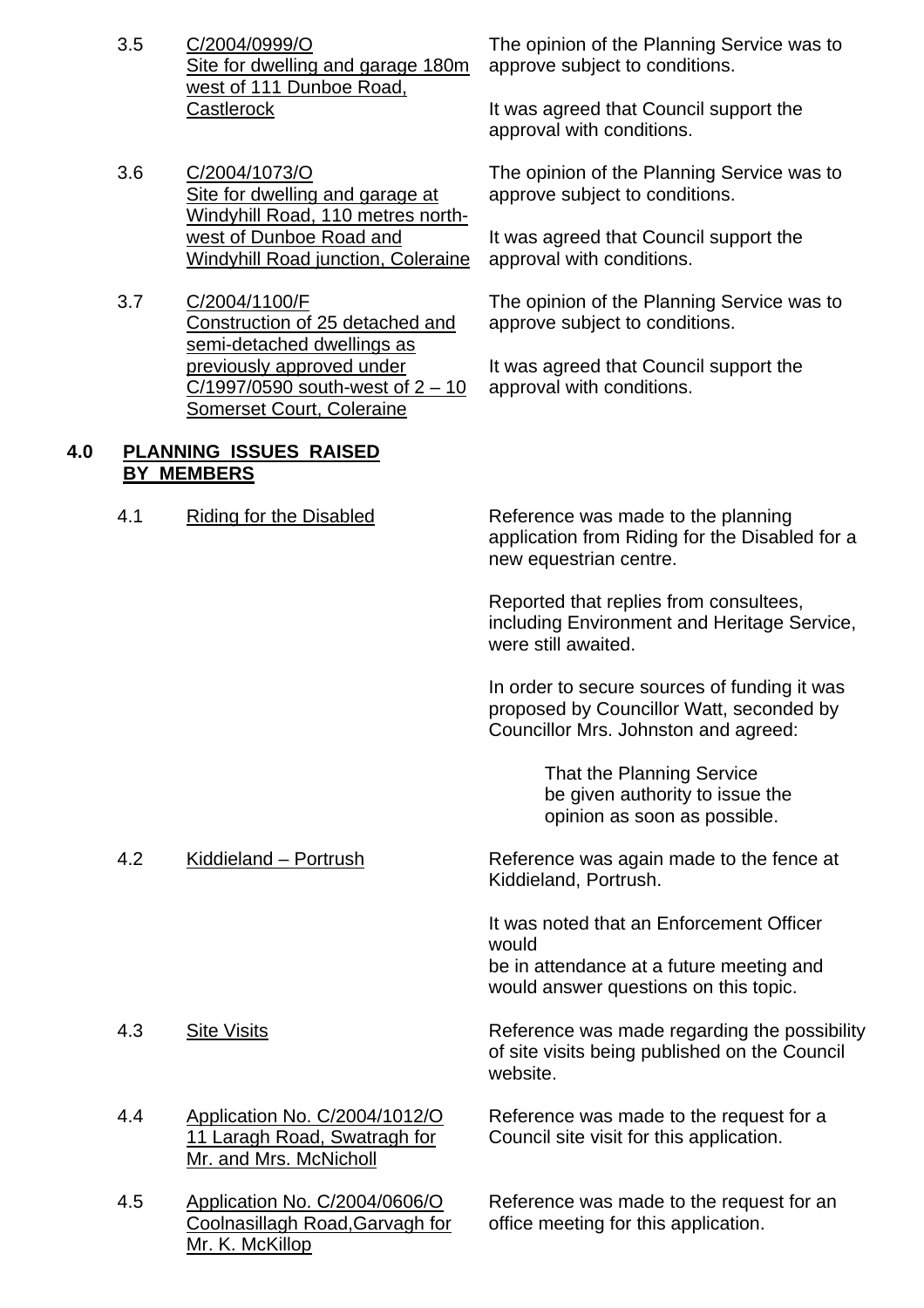3.5 C/2004/0999/O
Site for dwelling and garage 180m west of 111 Dunboe Road, Castlerock

The opinion of the Planning Service was to approve subject to conditions.

It was agreed that Council support the approval with conditions.

3.6 C/2004/1073/O
Site for dwelling and garage at Windyhill Road, 110 metres north-west of Dunboe Road and Windyhill Road junction, Coleraine

The opinion of the Planning Service was to approve subject to conditions.

It was agreed that Council support the approval with conditions.

3.7 C/2004/1100/F
Construction of 25 detached and semi-detached dwellings as previously approved under C/1997/0590 south-west of 2 – 10 Somerset Court, Coleraine

The opinion of the Planning Service was to approve subject to conditions.

It was agreed that Council support the approval with conditions.

## 4.0 PLANNING ISSUES RAISED BY MEMBERS

4.1 Riding for the Disabled

Reference was made to the planning application from Riding for the Disabled for a new equestrian centre.

Reported that replies from consultees, including Environment and Heritage Service, were still awaited.

In order to secure sources of funding it was proposed by Councillor Watt, seconded by Councillor Mrs. Johnston and agreed:

> That the Planning Service be given authority to issue the opinion as soon as possible.

4.2 Kiddieland – Portrush

Reference was again made to the fence at Kiddieland, Portrush.

It was noted that an Enforcement Officer would
be in attendance at a future meeting and would answer questions on this topic.

4.3 Site Visits

Reference was made regarding the possibility of site visits being published on the Council website.

4.4 Application No. C/2004/1012/O
11 Laragh Road, Swatragh for Mr. and Mrs. McNicholl

Reference was made to the request for a Council site visit for this application.

4.5 Application No. C/2004/0606/O
Coolnasillagh Road,Garvagh for Mr. K. McKillop

Reference was made to the request for an office meeting for this application.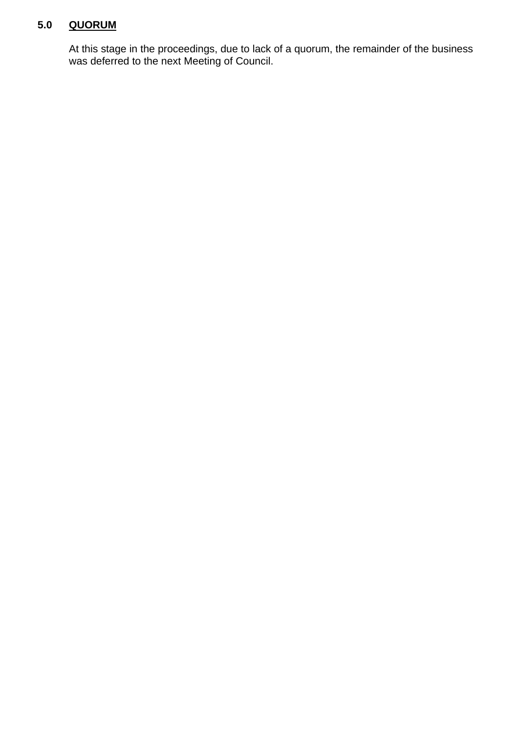## 5.0 QUORUM

At this stage in the proceedings, due to lack of a quorum, the remainder of the business was deferred to the next Meeting of Council.